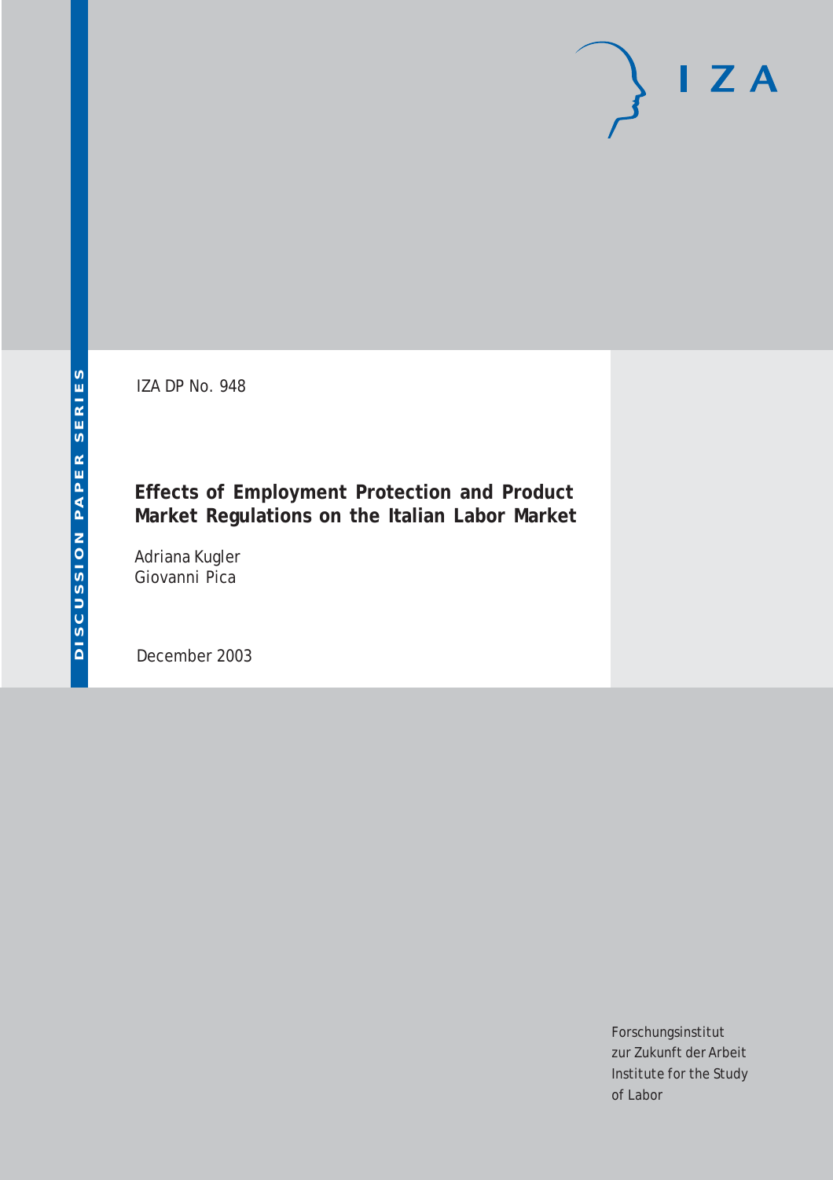DISCUSSION PAPER SERIES

IZA DP No. 948

# Effects of Employment Protection and Product Market Regulations on the Italian Labor Market

Adriana Kugler
Giovanni Pica

December 2003

Forschungsinstitut
zur Zukunft der Arbeit
Institute for the Study
of Labor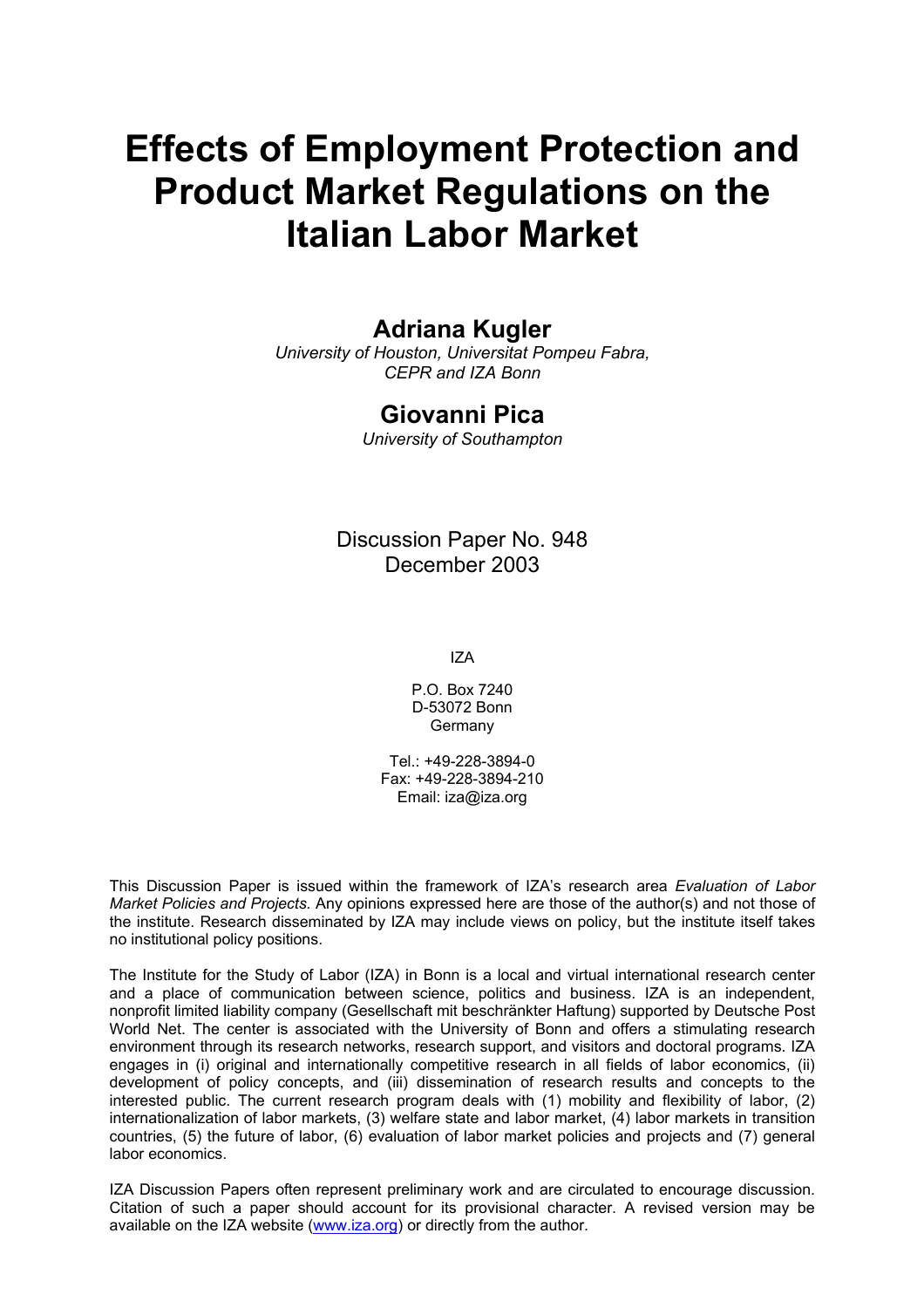# Effects of Employment Protection and Product Market Regulations on the Italian Labor Market

## Adriana Kugler

*University of Houston, Universitat Pompeu Fabra, CEPR and IZA Bonn*

## Giovanni Pica

*University of Southampton*

Discussion Paper No. 948
December 2003

IZA

P.O. Box 7240
D-53072 Bonn
Germany

Tel.: +49-228-3894-0
Fax: +49-228-3894-210
Email: iza@iza.org

This Discussion Paper is issued within the framework of IZA's research area *Evaluation of Labor Market Policies and Projects.* Any opinions expressed here are those of the author(s) and not those of the institute. Research disseminated by IZA may include views on policy, but the institute itself takes no institutional policy positions.

The Institute for the Study of Labor (IZA) in Bonn is a local and virtual international research center and a place of communication between science, politics and business. IZA is an independent, nonprofit limited liability company (Gesellschaft mit beschränkter Haftung) supported by Deutsche Post World Net. The center is associated with the University of Bonn and offers a stimulating research environment through its research networks, research support, and visitors and doctoral programs. IZA engages in (i) original and internationally competitive research in all fields of labor economics, (ii) development of policy concepts, and (iii) dissemination of research results and concepts to the interested public. The current research program deals with (1) mobility and flexibility of labor, (2) internationalization of labor markets, (3) welfare state and labor market, (4) labor markets in transition countries, (5) the future of labor, (6) evaluation of labor market policies and projects and (7) general labor economics.

IZA Discussion Papers often represent preliminary work and are circulated to encourage discussion. Citation of such a paper should account for its provisional character. A revised version may be available on the IZA website (www.iza.org) or directly from the author.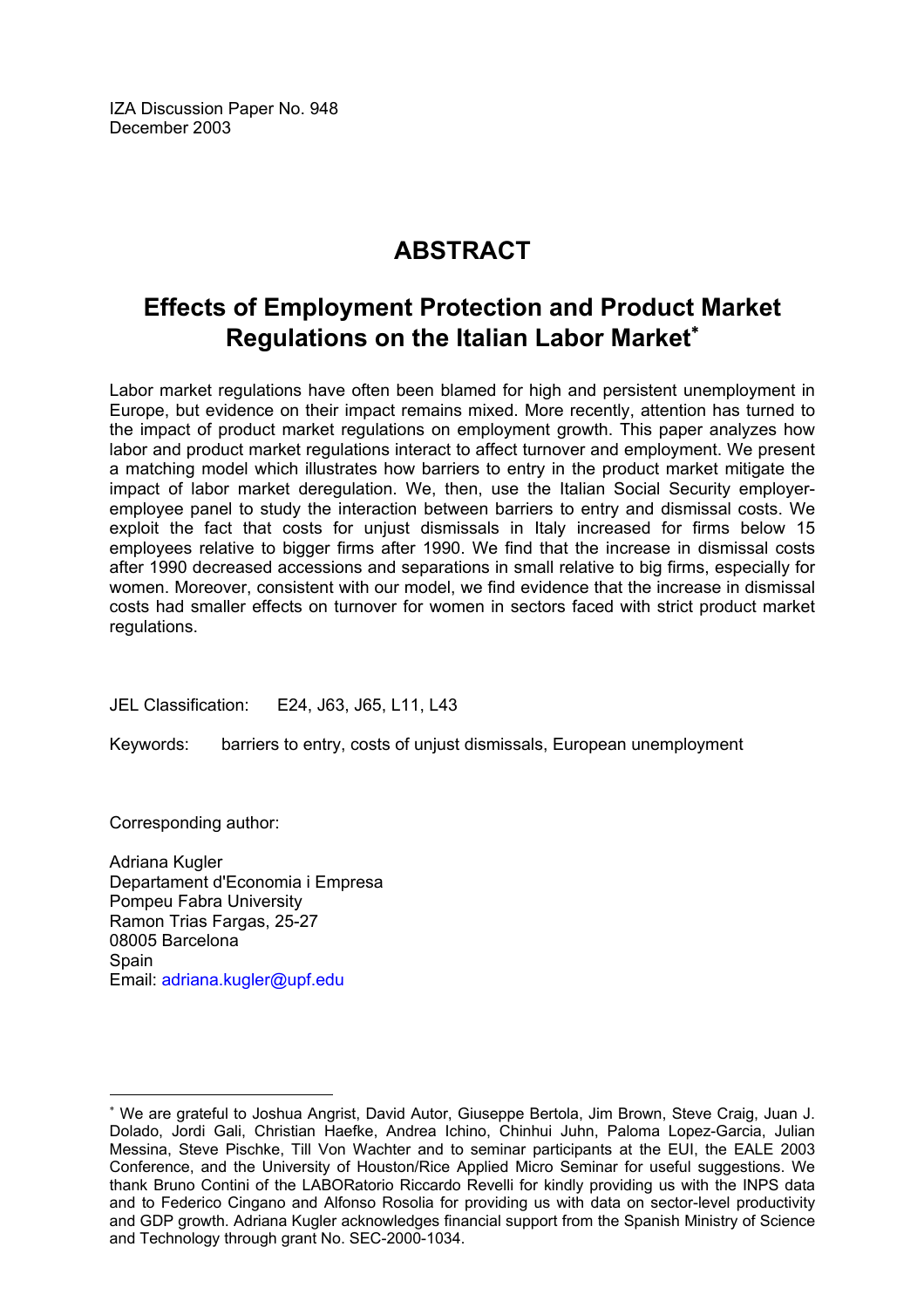IZA Discussion Paper No. 948
December 2003

# ABSTRACT

## Effects of Employment Protection and Product Market Regulations on the Italian Labor Market*

Labor market regulations have often been blamed for high and persistent unemployment in Europe, but evidence on their impact remains mixed. More recently, attention has turned to the impact of product market regulations on employment growth. This paper analyzes how labor and product market regulations interact to affect turnover and employment. We present a matching model which illustrates how barriers to entry in the product market mitigate the impact of labor market deregulation. We, then, use the Italian Social Security employer-employee panel to study the interaction between barriers to entry and dismissal costs. We exploit the fact that costs for unjust dismissals in Italy increased for firms below 15 employees relative to bigger firms after 1990. We find that the increase in dismissal costs after 1990 decreased accessions and separations in small relative to big firms, especially for women. Moreover, consistent with our model, we find evidence that the increase in dismissal costs had smaller effects on turnover for women in sectors faced with strict product market regulations.

JEL Classification: E24, J63, J65, L11, L43

Keywords: barriers to entry, costs of unjust dismissals, European unemployment

Corresponding author:

Adriana Kugler
Departament d'Economia i Empresa
Pompeu Fabra University
Ramon Trias Fargas, 25-27
08005 Barcelona
Spain
Email: adriana.kugler@upf.edu

---

* We are grateful to Joshua Angrist, David Autor, Giuseppe Bertola, Jim Brown, Steve Craig, Juan J. Dolado, Jordi Gali, Christian Haefke, Andrea Ichino, Chinhui Juhn, Paloma Lopez-Garcia, Julian Messina, Steve Pischke, Till Von Wachter and to seminar participants at the EUI, the EALE 2003 Conference, and the University of Houston/Rice Applied Micro Seminar for useful suggestions. We thank Bruno Contini of the LABORatorio Riccardo Revelli for kindly providing us with the INPS data and to Federico Cingano and Alfonso Rosolia for providing us with data on sector-level productivity and GDP growth. Adriana Kugler acknowledges financial support from the Spanish Ministry of Science and Technology through grant No. SEC-2000-1034.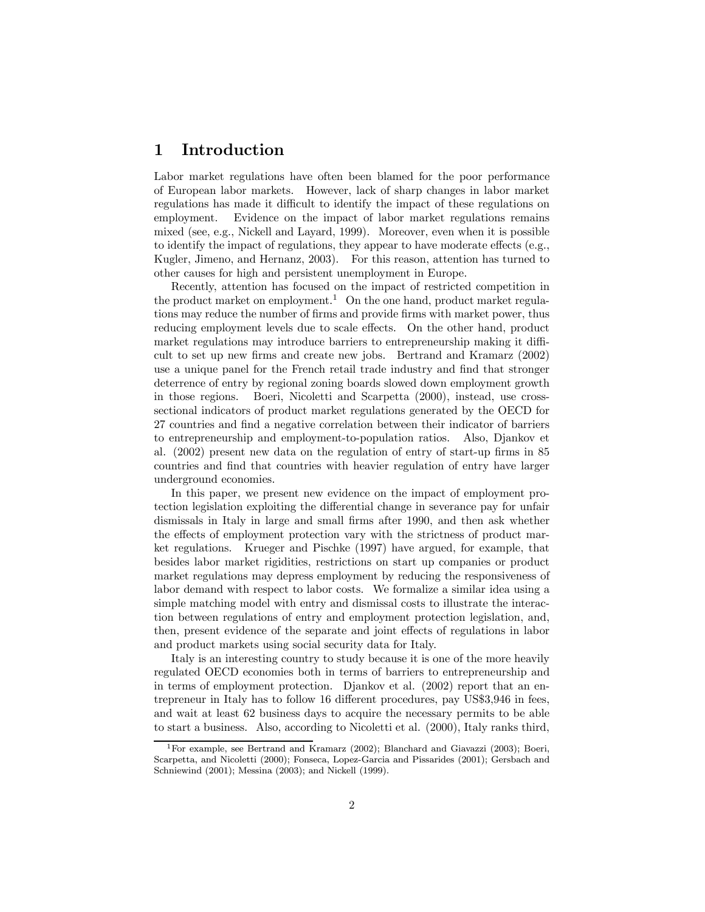# 1 Introduction

Labor market regulations have often been blamed for the poor performance of European labor markets. However, lack of sharp changes in labor market regulations has made it difficult to identify the impact of these regulations on employment. Evidence on the impact of labor market regulations remains mixed (see, e.g., Nickell and Layard, 1999). Moreover, even when it is possible to identify the impact of regulations, they appear to have moderate effects (e.g., Kugler, Jimeno, and Hernanz, 2003). For this reason, attention has turned to other causes for high and persistent unemployment in Europe.

Recently, attention has focused on the impact of restricted competition in the product market on employment.[1] On the one hand, product market regulations may reduce the number of firms and provide firms with market power, thus reducing employment levels due to scale effects. On the other hand, product market regulations may introduce barriers to entrepreneurship making it difficult to set up new firms and create new jobs. Bertrand and Kramarz (2002) use a unique panel for the French retail trade industry and find that stronger deterrence of entry by regional zoning boards slowed down employment growth in those regions. Boeri, Nicoletti and Scarpetta (2000), instead, use cross-sectional indicators of product market regulations generated by the OECD for 27 countries and find a negative correlation between their indicator of barriers to entrepreneurship and employment-to-population ratios. Also, Djankov et al. (2002) present new data on the regulation of entry of start-up firms in 85 countries and find that countries with heavier regulation of entry have larger underground economies.

In this paper, we present new evidence on the impact of employment protection legislation exploiting the differential change in severance pay for unfair dismissals in Italy in large and small firms after 1990, and then ask whether the effects of employment protection vary with the strictness of product market regulations. Krueger and Pischke (1997) have argued, for example, that besides labor market rigidities, restrictions on start up companies or product market regulations may depress employment by reducing the responsiveness of labor demand with respect to labor costs. We formalize a similar idea using a simple matching model with entry and dismissal costs to illustrate the interaction between regulations of entry and employment protection legislation, and, then, present evidence of the separate and joint effects of regulations in labor and product markets using social security data for Italy.

Italy is an interesting country to study because it is one of the more heavily regulated OECD economies both in terms of barriers to entrepreneurship and in terms of employment protection. Djankov et al. (2002) report that an entrepreneur in Italy has to follow 16 different procedures, pay US$3,946 in fees, and wait at least 62 business days to acquire the necessary permits to be able to start a business. Also, according to Nicoletti et al. (2000), Italy ranks third,

[1] For example, see Bertrand and Kramarz (2002); Blanchard and Giavazzi (2003); Boeri, Scarpetta, and Nicoletti (2000); Fonseca, Lopez-Garcia and Pissarides (2001); Gersbach and Schniewind (2001); Messina (2003); and Nickell (1999).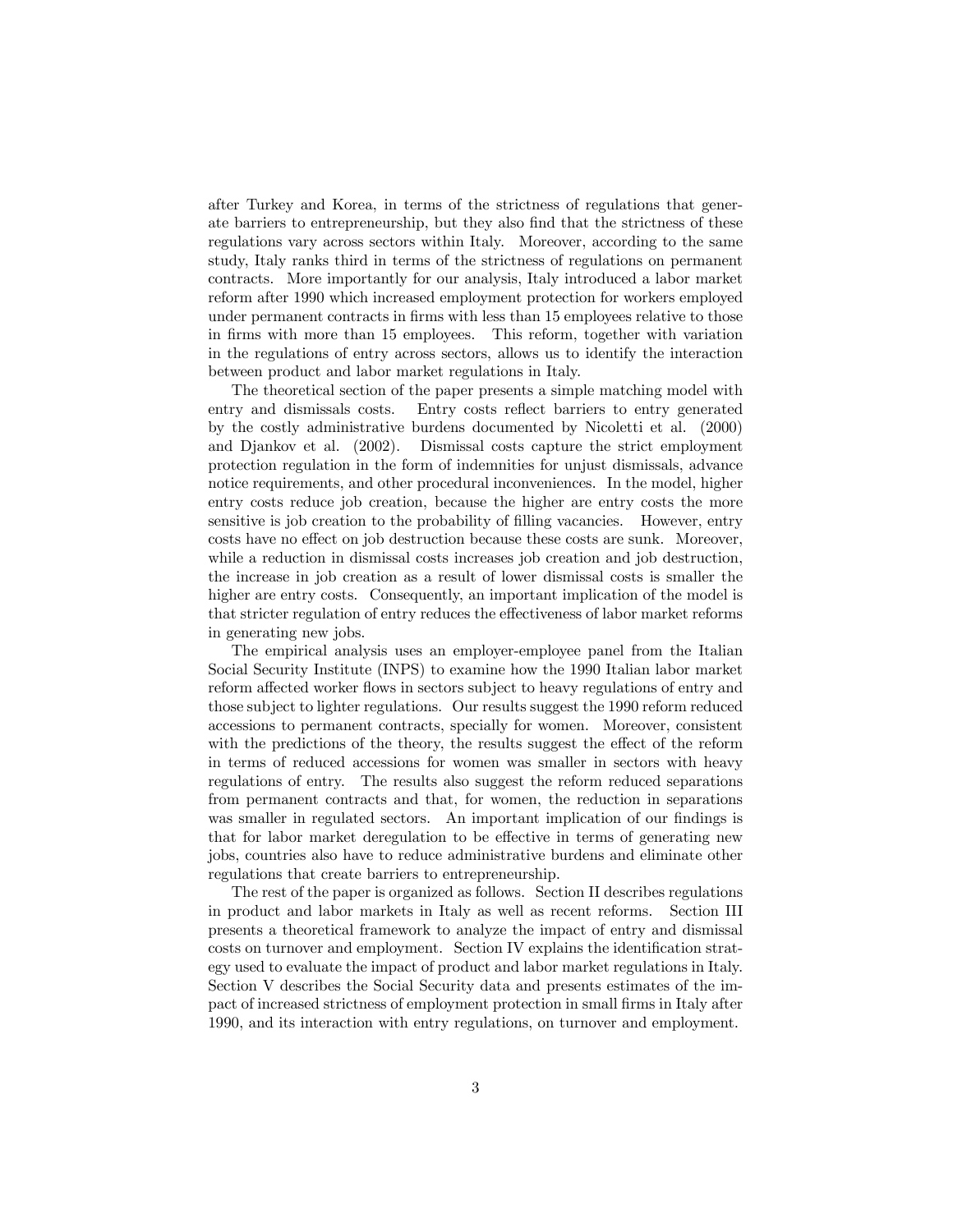after Turkey and Korea, in terms of the strictness of regulations that generate barriers to entrepreneurship, but they also find that the strictness of these regulations vary across sectors within Italy. Moreover, according to the same study, Italy ranks third in terms of the strictness of regulations on permanent contracts. More importantly for our analysis, Italy introduced a labor market reform after 1990 which increased employment protection for workers employed under permanent contracts in firms with less than 15 employees relative to those in firms with more than 15 employees. This reform, together with variation in the regulations of entry across sectors, allows us to identify the interaction between product and labor market regulations in Italy.

The theoretical section of the paper presents a simple matching model with entry and dismissals costs. Entry costs reflect barriers to entry generated by the costly administrative burdens documented by Nicoletti et al. (2000) and Djankov et al. (2002). Dismissal costs capture the strict employment protection regulation in the form of indemnities for unjust dismissals, advance notice requirements, and other procedural inconveniences. In the model, higher entry costs reduce job creation, because the higher are entry costs the more sensitive is job creation to the probability of filling vacancies. However, entry costs have no effect on job destruction because these costs are sunk. Moreover, while a reduction in dismissal costs increases job creation and job destruction, the increase in job creation as a result of lower dismissal costs is smaller the higher are entry costs. Consequently, an important implication of the model is that stricter regulation of entry reduces the effectiveness of labor market reforms in generating new jobs.

The empirical analysis uses an employer-employee panel from the Italian Social Security Institute (INPS) to examine how the 1990 Italian labor market reform affected worker flows in sectors subject to heavy regulations of entry and those subject to lighter regulations. Our results suggest the 1990 reform reduced accessions to permanent contracts, specially for women. Moreover, consistent with the predictions of the theory, the results suggest the effect of the reform in terms of reduced accessions for women was smaller in sectors with heavy regulations of entry. The results also suggest the reform reduced separations from permanent contracts and that, for women, the reduction in separations was smaller in regulated sectors. An important implication of our findings is that for labor market deregulation to be effective in terms of generating new jobs, countries also have to reduce administrative burdens and eliminate other regulations that create barriers to entrepreneurship.

The rest of the paper is organized as follows. Section II describes regulations in product and labor markets in Italy as well as recent reforms. Section III presents a theoretical framework to analyze the impact of entry and dismissal costs on turnover and employment. Section IV explains the identification strategy used to evaluate the impact of product and labor market regulations in Italy. Section V describes the Social Security data and presents estimates of the impact of increased strictness of employment protection in small firms in Italy after 1990, and its interaction with entry regulations, on turnover and employment.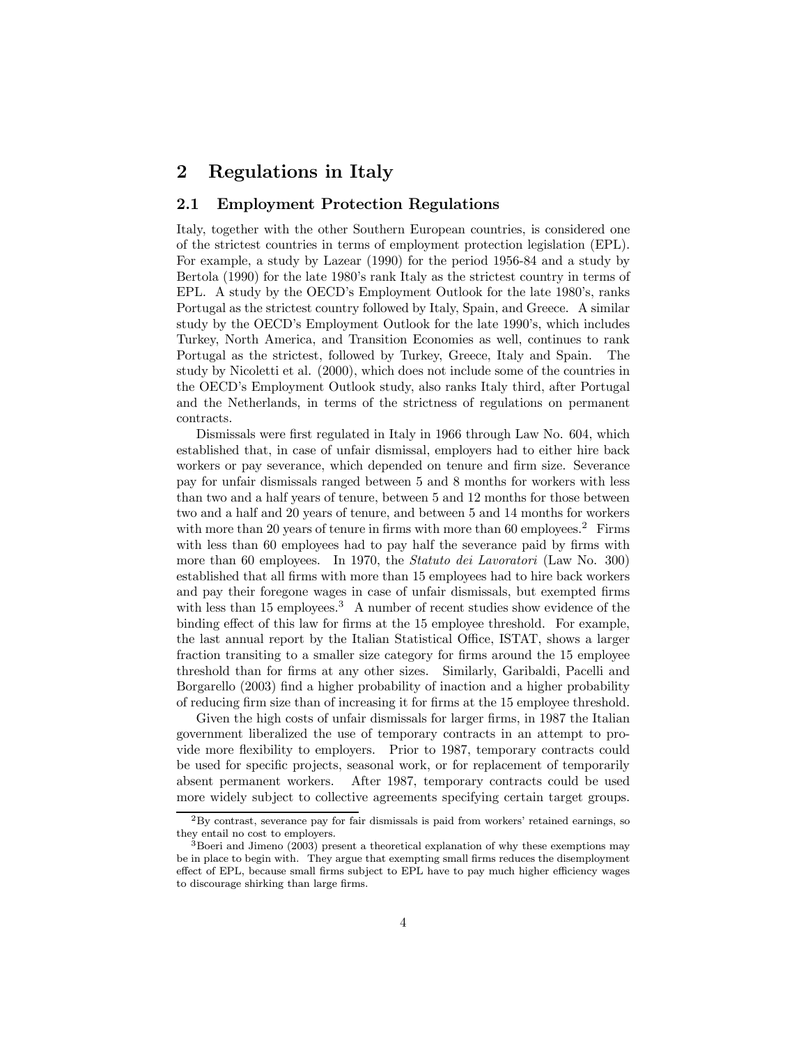## 2 Regulations in Italy

### 2.1 Employment Protection Regulations

Italy, together with the other Southern European countries, is considered one of the strictest countries in terms of employment protection legislation (EPL). For example, a study by Lazear (1990) for the period 1956-84 and a study by Bertola (1990) for the late 1980's rank Italy as the strictest country in terms of EPL. A study by the OECD's Employment Outlook for the late 1980's, ranks Portugal as the strictest country followed by Italy, Spain, and Greece. A similar study by the OECD's Employment Outlook for the late 1990's, which includes Turkey, North America, and Transition Economies as well, continues to rank Portugal as the strictest, followed by Turkey, Greece, Italy and Spain. The study by Nicoletti et al. (2000), which does not include some of the countries in the OECD's Employment Outlook study, also ranks Italy third, after Portugal and the Netherlands, in terms of the strictness of regulations on permanent contracts.

Dismissals were first regulated in Italy in 1966 through Law No. 604, which established that, in case of unfair dismissal, employers had to either hire back workers or pay severance, which depended on tenure and firm size. Severance pay for unfair dismissals ranged between 5 and 8 months for workers with less than two and a half years of tenure, between 5 and 12 months for those between two and a half and 20 years of tenure, and between 5 and 14 months for workers with more than 20 years of tenure in firms with more than 60 employees.[2] Firms with less than 60 employees had to pay half the severance paid by firms with more than 60 employees. In 1970, the *Statuto dei Lavoratori* (Law No. 300) established that all firms with more than 15 employees had to hire back workers and pay their foregone wages in case of unfair dismissals, but exempted firms with less than 15 employees.[3] A number of recent studies show evidence of the binding effect of this law for firms at the 15 employee threshold. For example, the last annual report by the Italian Statistical Office, ISTAT, shows a larger fraction transiting to a smaller size category for firms around the 15 employee threshold than for firms at any other sizes. Similarly, Garibaldi, Pacelli and Borgarello (2003) find a higher probability of inaction and a higher probability of reducing firm size than of increasing it for firms at the 15 employee threshold.

Given the high costs of unfair dismissals for larger firms, in 1987 the Italian government liberalized the use of temporary contracts in an attempt to provide more flexibility to employers. Prior to 1987, temporary contracts could be used for specific projects, seasonal work, or for replacement of temporarily absent permanent workers. After 1987, temporary contracts could be used more widely subject to collective agreements specifying certain target groups.

---

[2] By contrast, severance pay for fair dismissals is paid from workers' retained earnings, so they entail no cost to employers.

[3] Boeri and Jimeno (2003) present a theoretical explanation of why these exemptions may be in place to begin with. They argue that exempting small firms reduces the disemployment effect of EPL, because small firms subject to EPL have to pay much higher efficiency wages to discourage shirking than large firms.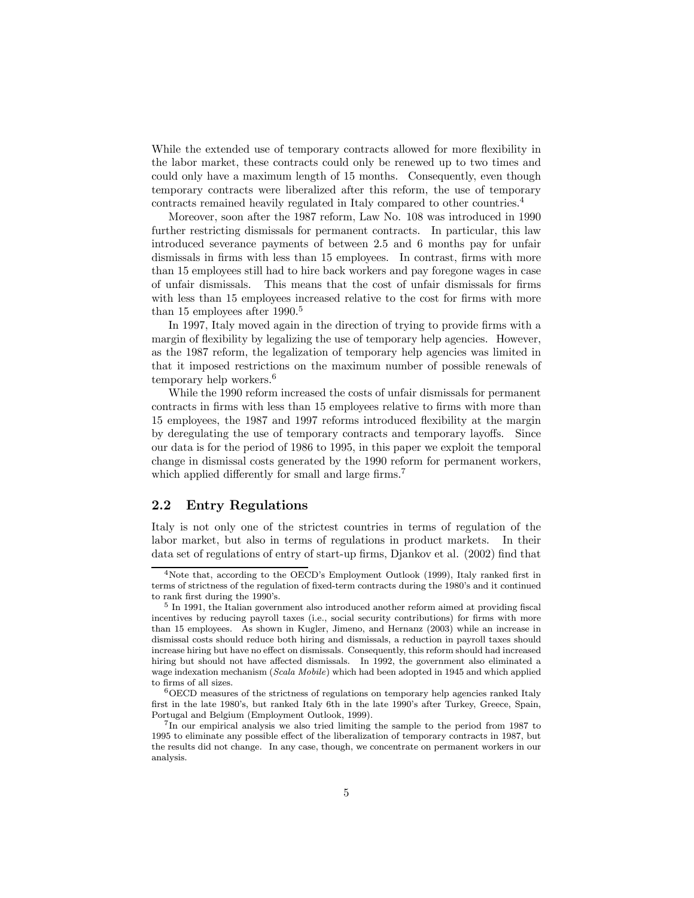While the extended use of temporary contracts allowed for more flexibility in the labor market, these contracts could only be renewed up to two times and could only have a maximum length of 15 months. Consequently, even though temporary contracts were liberalized after this reform, the use of temporary contracts remained heavily regulated in Italy compared to other countries.[4]

Moreover, soon after the 1987 reform, Law No. 108 was introduced in 1990 further restricting dismissals for permanent contracts. In particular, this law introduced severance payments of between 2.5 and 6 months pay for unfair dismissals in firms with less than 15 employees. In contrast, firms with more than 15 employees still had to hire back workers and pay foregone wages in case of unfair dismissals. This means that the cost of unfair dismissals for firms with less than 15 employees increased relative to the cost for firms with more than 15 employees after 1990.[5]

In 1997, Italy moved again in the direction of trying to provide firms with a margin of flexibility by legalizing the use of temporary help agencies. However, as the 1987 reform, the legalization of temporary help agencies was limited in that it imposed restrictions on the maximum number of possible renewals of temporary help workers.[6]

While the 1990 reform increased the costs of unfair dismissals for permanent contracts in firms with less than 15 employees relative to firms with more than 15 employees, the 1987 and 1997 reforms introduced flexibility at the margin by deregulating the use of temporary contracts and temporary layoffs. Since our data is for the period of 1986 to 1995, in this paper we exploit the temporal change in dismissal costs generated by the 1990 reform for permanent workers, which applied differently for small and large firms.[7]

## 2.2 Entry Regulations

Italy is not only one of the strictest countries in terms of regulation of the labor market, but also in terms of regulations in product markets. In their data set of regulations of entry of start-up firms, Djankov et al. (2002) find that

---

[4] Note that, according to the OECD's Employment Outlook (1999), Italy ranked first in terms of strictness of the regulation of fixed-term contracts during the 1980's and it continued to rank first during the 1990's.

[5] In 1991, the Italian government also introduced another reform aimed at providing fiscal incentives by reducing payroll taxes (i.e., social security contributions) for firms with more than 15 employees. As shown in Kugler, Jimeno, and Hernanz (2003) while an increase in dismissal costs should reduce both hiring and dismissals, a reduction in payroll taxes should increase hiring but have no effect on dismissals. Consequently, this reform should had increased hiring but should not have affected dismissals. In 1992, the government also eliminated a wage indexation mechanism (*Scala Mobile*) which had been adopted in 1945 and which applied to firms of all sizes.

[6] OECD measures of the strictness of regulations on temporary help agencies ranked Italy first in the late 1980's, but ranked Italy 6th in the late 1990's after Turkey, Greece, Spain, Portugal and Belgium (Employment Outlook, 1999).

[7] In our empirical analysis we also tried limiting the sample to the period from 1987 to 1995 to eliminate any possible effect of the liberalization of temporary contracts in 1987, but the results did not change. In any case, though, we concentrate on permanent workers in our analysis.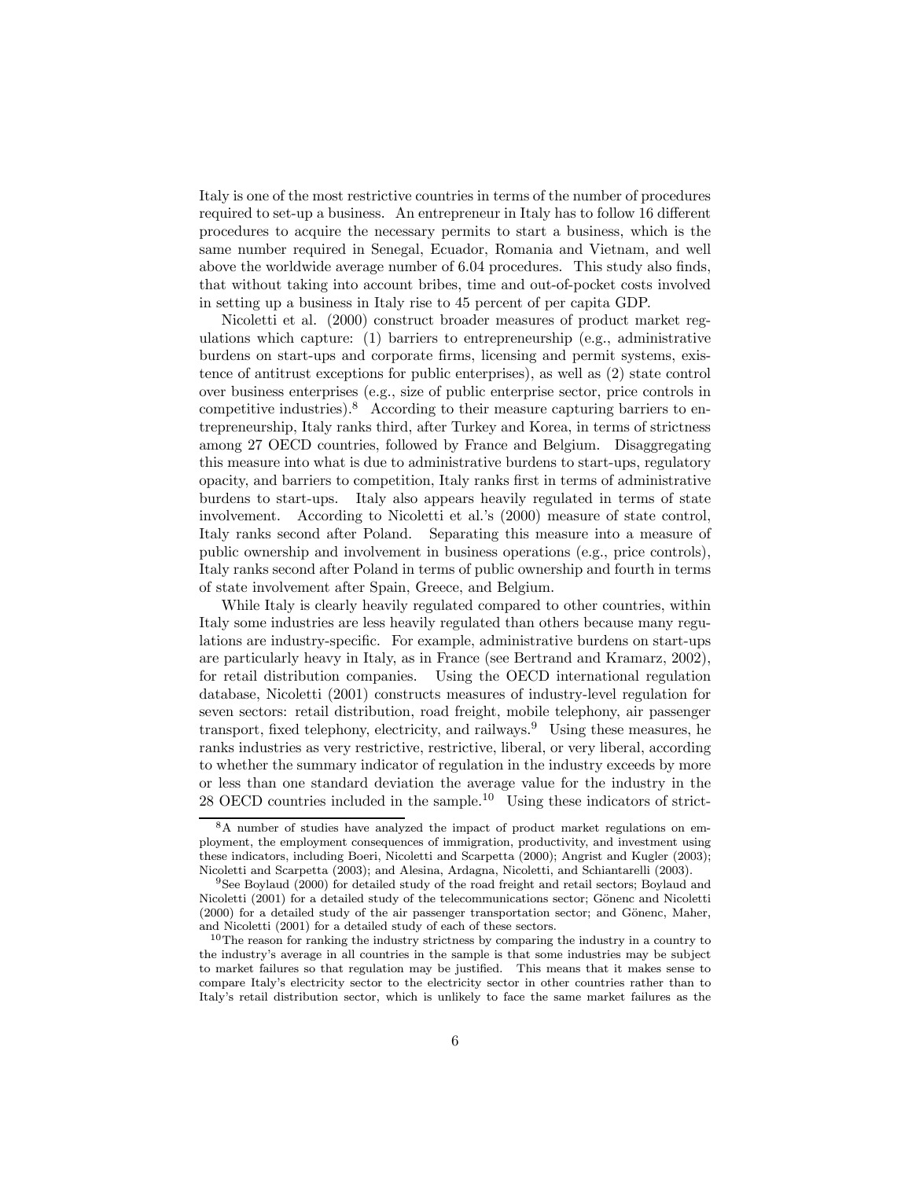Italy is one of the most restrictive countries in terms of the number of procedures required to set-up a business. An entrepreneur in Italy has to follow 16 different procedures to acquire the necessary permits to start a business, which is the same number required in Senegal, Ecuador, Romania and Vietnam, and well above the worldwide average number of 6.04 procedures. This study also finds, that without taking into account bribes, time and out-of-pocket costs involved in setting up a business in Italy rise to 45 percent of per capita GDP.

Nicoletti et al. (2000) construct broader measures of product market regulations which capture: (1) barriers to entrepreneurship (e.g., administrative burdens on start-ups and corporate firms, licensing and permit systems, existence of antitrust exceptions for public enterprises), as well as (2) state control over business enterprises (e.g., size of public enterprise sector, price controls in competitive industries).[8] According to their measure capturing barriers to entrepreneurship, Italy ranks third, after Turkey and Korea, in terms of strictness among 27 OECD countries, followed by France and Belgium. Disaggregating this measure into what is due to administrative burdens to start-ups, regulatory opacity, and barriers to competition, Italy ranks first in terms of administrative burdens to start-ups. Italy also appears heavily regulated in terms of state involvement. According to Nicoletti et al.'s (2000) measure of state control, Italy ranks second after Poland. Separating this measure into a measure of public ownership and involvement in business operations (e.g., price controls), Italy ranks second after Poland in terms of public ownership and fourth in terms of state involvement after Spain, Greece, and Belgium.

While Italy is clearly heavily regulated compared to other countries, within Italy some industries are less heavily regulated than others because many regulations are industry-specific. For example, administrative burdens on start-ups are particularly heavy in Italy, as in France (see Bertrand and Kramarz, 2002), for retail distribution companies. Using the OECD international regulation database, Nicoletti (2001) constructs measures of industry-level regulation for seven sectors: retail distribution, road freight, mobile telephony, air passenger transport, fixed telephony, electricity, and railways.[9] Using these measures, he ranks industries as very restrictive, restrictive, liberal, or very liberal, according to whether the summary indicator of regulation in the industry exceeds by more or less than one standard deviation the average value for the industry in the 28 OECD countries included in the sample.[10] Using these indicators of strict-

---

[8] A number of studies have analyzed the impact of product market regulations on employment, the employment consequences of immigration, productivity, and investment using these indicators, including Boeri, Nicoletti and Scarpetta (2000); Angrist and Kugler (2003); Nicoletti and Scarpetta (2003); and Alesina, Ardagna, Nicoletti, and Schiantarelli (2003).

[9] See Boylaud (2000) for detailed study of the road freight and retail sectors; Boylaud and Nicoletti (2001) for a detailed study of the telecommunications sector; Gönenc and Nicoletti (2000) for a detailed study of the air passenger transportation sector; and Gönenc, Maher, and Nicoletti (2001) for a detailed study of each of these sectors.

[10] The reason for ranking the industry strictness by comparing the industry in a country to the industry's average in all countries in the sample is that some industries may be subject to market failures so that regulation may be justified. This means that it makes sense to compare Italy's electricity sector to the electricity sector in other countries rather than to Italy's retail distribution sector, which is unlikely to face the same market failures as the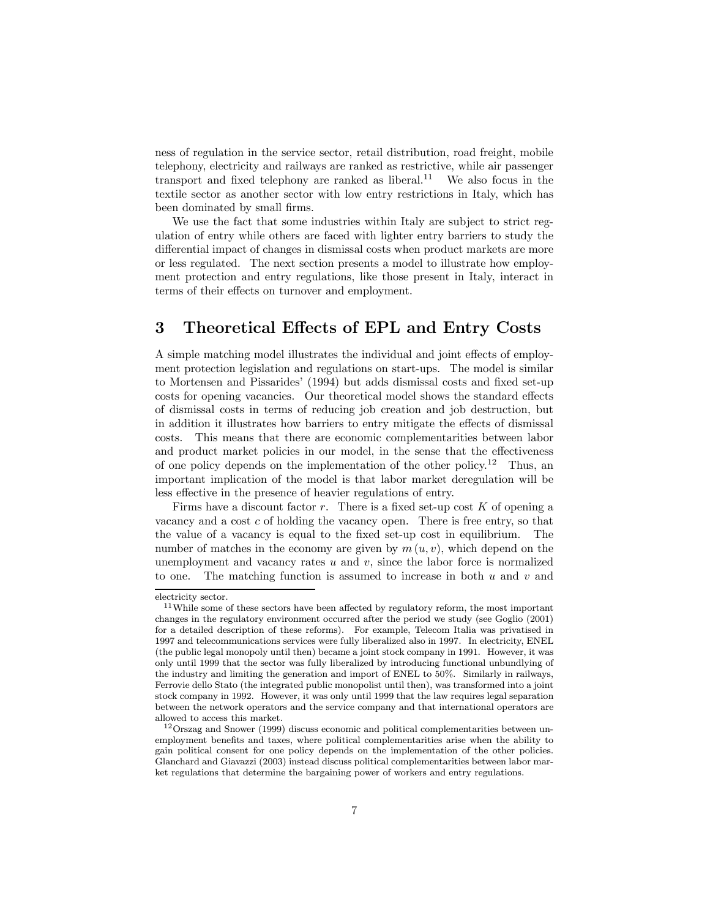ness of regulation in the service sector, retail distribution, road freight, mobile telephony, electricity and railways are ranked as restrictive, while air passenger transport and fixed telephony are ranked as liberal.[11] We also focus in the textile sector as another sector with low entry restrictions in Italy, which has been dominated by small firms.

We use the fact that some industries within Italy are subject to strict regulation of entry while others are faced with lighter entry barriers to study the differential impact of changes in dismissal costs when product markets are more or less regulated. The next section presents a model to illustrate how employment protection and entry regulations, like those present in Italy, interact in terms of their effects on turnover and employment.

# 3 Theoretical Effects of EPL and Entry Costs

A simple matching model illustrates the individual and joint effects of employment protection legislation and regulations on start-ups. The model is similar to Mortensen and Pissarides' (1994) but adds dismissal costs and fixed set-up costs for opening vacancies. Our theoretical model shows the standard effects of dismissal costs in terms of reducing job creation and job destruction, but in addition it illustrates how barriers to entry mitigate the effects of dismissal costs. This means that there are economic complementarities between labor and product market policies in our model, in the sense that the effectiveness of one policy depends on the implementation of the other policy.[12] Thus, an important implication of the model is that labor market deregulation will be less effective in the presence of heavier regulations of entry.

Firms have a discount factor $r$. There is a fixed set-up cost $K$ of opening a vacancy and a cost $c$ of holding the vacancy open. There is free entry, so that the value of a vacancy is equal to the fixed set-up cost in equilibrium. The number of matches in the economy are given by $m(u, v)$, which depend on the unemployment and vacancy rates $u$ and $v$, since the labor force is normalized to one. The matching function is assumed to increase in both $u$ and $v$ and

---

electricity sector.

[11] While some of these sectors have been affected by regulatory reform, the most important changes in the regulatory environment occurred after the period we study (see Goglio (2001) for a detailed description of these reforms). For example, Telecom Italia was privatised in 1997 and telecommunications services were fully liberalized also in 1997. In electricity, ENEL (the public legal monopoly until then) became a joint stock company in 1991. However, it was only until 1999 that the sector was fully liberalized by introducing functional unbundlying of the industry and limiting the generation and import of ENEL to 50%. Similarly in railways, Ferrovie dello Stato (the integrated public monopolist until then), was transformed into a joint stock company in 1992. However, it was only until 1999 that the law requires legal separation between the network operators and the service company and that international operators are allowed to access this market.

[12] Orszag and Snower (1999) discuss economic and political complementarities between unemployment benefits and taxes, where political complementarities arise when the ability to gain political consent for one policy depends on the implementation of the other policies. Glanchard and Giavazzi (2003) instead discuss political complementarities between labor market regulations that determine the bargaining power of workers and entry regulations.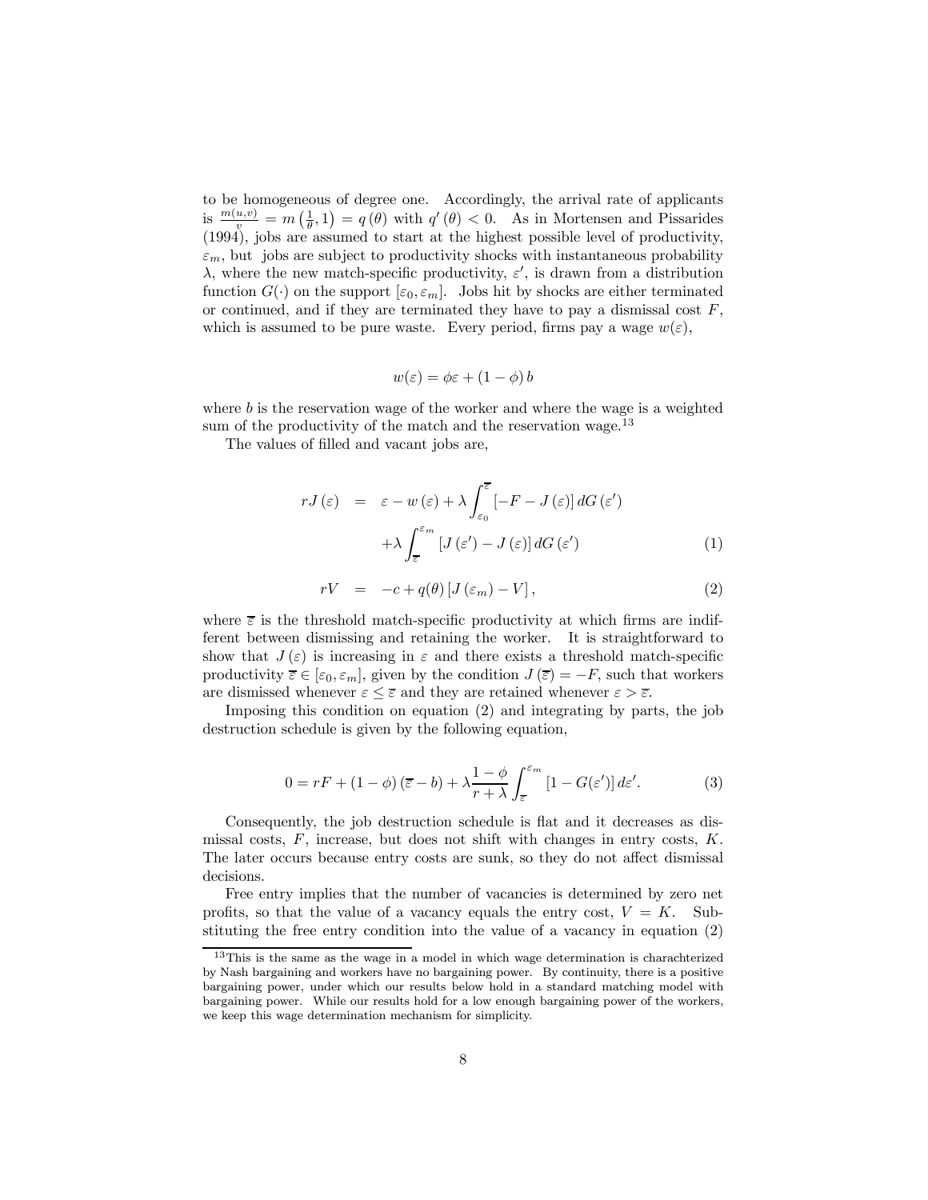to be homogeneous of degree one. Accordingly, the arrival rate of applicants is $\frac{m(u,v)}{v} = m\left(\frac{1}{\theta}, 1\right) = q(\theta)$ with $q'(\theta) < 0$. As in Mortensen and Pissarides (1994), jobs are assumed to start at the highest possible level of productivity, $\varepsilon_m$, but jobs are subject to productivity shocks with instantaneous probability $\lambda$, where the new match-specific productivity, $\varepsilon'$, is drawn from a distribution function $G(\cdot)$ on the support $[\varepsilon_0, \varepsilon_m]$. Jobs hit by shocks are either terminated or continued, and if they are terminated they have to pay a dismissal cost $F$, which is assumed to be pure waste. Every period, firms pay a wage $w(\varepsilon)$,

$$w(\varepsilon) = \phi\varepsilon + (1-\phi)\,b$$

where $b$ is the reservation wage of the worker and where the wage is a weighted sum of the productivity of the match and the reservation wage.[13]

The values of filled and vacant jobs are,

$$\begin{aligned} rJ(\varepsilon) &= \varepsilon - w(\varepsilon) + \lambda \int_{\varepsilon_0}^{\overline{\varepsilon}} \left[-F - J(\varepsilon)\right] dG(\varepsilon') \\ &\quad + \lambda \int_{\overline{\varepsilon}}^{\varepsilon_m} \left[J(\varepsilon') - J(\varepsilon)\right] dG(\varepsilon') \qquad (1) \\ rV &= -c + q(\theta)\left[J(\varepsilon_m) - V\right], \qquad (2) \end{aligned}$$

where $\overline{\varepsilon}$ is the threshold match-specific productivity at which firms are indifferent between dismissing and retaining the worker. It is straightforward to show that $J(\varepsilon)$ is increasing in $\varepsilon$ and there exists a threshold match-specific productivity $\overline{\varepsilon} \in [\varepsilon_0, \varepsilon_m]$, given by the condition $J(\overline{\varepsilon}) = -F$, such that workers are dismissed whenever $\varepsilon \leq \overline{\varepsilon}$ and they are retained whenever $\varepsilon > \overline{\varepsilon}$.

Imposing this condition on equation (2) and integrating by parts, the job destruction schedule is given by the following equation,

$$0 = rF + (1-\phi)(\overline{\varepsilon} - b) + \lambda \frac{1-\phi}{r+\lambda} \int_{\overline{\varepsilon}}^{\varepsilon_m} \left[1 - G(\varepsilon')\right] d\varepsilon'. \qquad (3)$$

Consequently, the job destruction schedule is flat and it decreases as dismissal costs, $F$, increase, but does not shift with changes in entry costs, $K$. The later occurs because entry costs are sunk, so they do not affect dismissal decisions.

Free entry implies that the number of vacancies is determined by zero net profits, so that the value of a vacancy equals the entry cost, $V = K$. Substituting the free entry condition into the value of a vacancy in equation (2)

[13] This is the same as the wage in a model in which wage determination is charachterized by Nash bargaining and workers have no bargaining power. By continuity, there is a positive bargaining power, under which our results below hold in a standard matching model with bargaining power. While our results hold for a low enough bargaining power of the workers, we keep this wage determination mechanism for simplicity.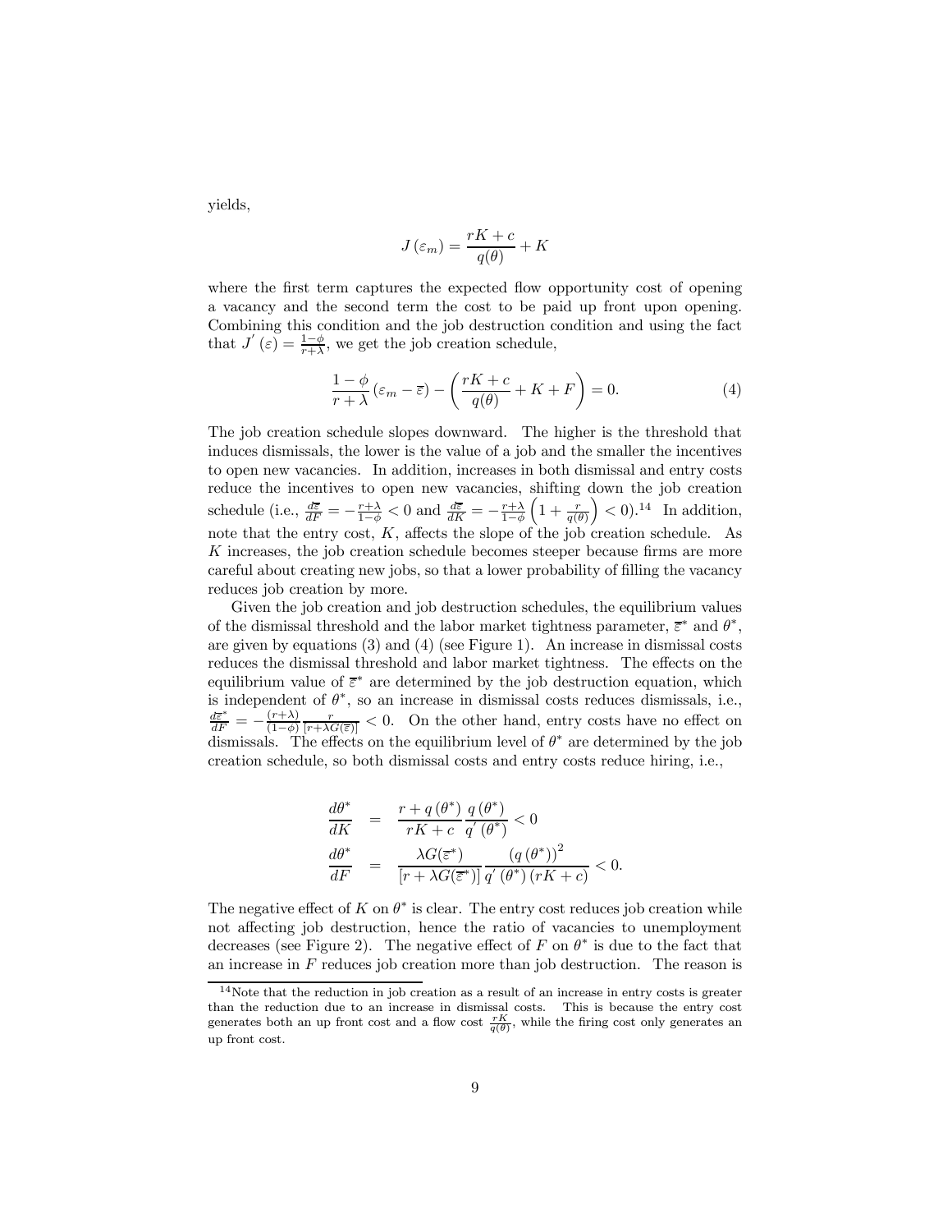yields,

$$J(\varepsilon_m) = \frac{rK + c}{q(\theta)} + K$$

where the first term captures the expected flow opportunity cost of opening a vacancy and the second term the cost to be paid up front upon opening. Combining this condition and the job destruction condition and using the fact that $J'(\varepsilon) = \frac{1-\phi}{r+\lambda}$, we get the job creation schedule,

$$\frac{1-\phi}{r+\lambda}(\varepsilon_m - \overline{\varepsilon}) - \left(\frac{rK + c}{q(\theta)} + K + F\right) = 0. \tag{4}$$

The job creation schedule slopes downward. The higher is the threshold that induces dismissals, the lower is the value of a job and the smaller the incentives to open new vacancies. In addition, increases in both dismissal and entry costs reduce the incentives to open new vacancies, shifting down the job creation schedule (i.e., $\frac{d\overline{\varepsilon}}{dF} = -\frac{r+\lambda}{1-\phi} < 0$ and $\frac{d\overline{\varepsilon}}{dK} = -\frac{r+\lambda}{1-\phi}\left(1 + \frac{r}{q(\theta)}\right) < 0$).[14] In addition, note that the entry cost, $K$, affects the slope of the job creation schedule. As $K$ increases, the job creation schedule becomes steeper because firms are more careful about creating new jobs, so that a lower probability of filling the vacancy reduces job creation by more.

Given the job creation and job destruction schedules, the equilibrium values of the dismissal threshold and the labor market tightness parameter, $\overline{\varepsilon}^*$ and $\theta^*$, are given by equations (3) and (4) (see Figure 1). An increase in dismissal costs reduces the dismissal threshold and labor market tightness. The effects on the equilibrium value of $\overline{\varepsilon}^*$ are determined by the job destruction equation, which is independent of $\theta^*$, so an increase in dismissal costs reduces dismissals, i.e., $\frac{d\overline{\varepsilon}^*}{dF} = -\frac{(r+\lambda)}{(1-\phi)}\frac{r}{[r+\lambda G(\overline{\varepsilon})]} < 0$. On the other hand, entry costs have no effect on dismissals. The effects on the equilibrium level of $\theta^*$ are determined by the job creation schedule, so both dismissal costs and entry costs reduce hiring, i.e.,

$$\begin{aligned}
\frac{d\theta^*}{dK} &= \frac{r + q(\theta^*)}{rK + c}\frac{q(\theta^*)}{q'(\theta^*)} < 0 \\
\frac{d\theta^*}{dF} &= \frac{\lambda G(\overline{\varepsilon}^*)}{[r + \lambda G(\overline{\varepsilon}^*)]}\frac{(q(\theta^*))^2}{q'(\theta^*)(rK + c)} < 0.
\end{aligned}$$

The negative effect of $K$ on $\theta^*$ is clear. The entry cost reduces job creation while not affecting job destruction, hence the ratio of vacancies to unemployment decreases (see Figure 2). The negative effect of $F$ on $\theta^*$ is due to the fact that an increase in $F$ reduces job creation more than job destruction. The reason is

[14] Note that the reduction in job creation as a result of an increase in entry costs is greater than the reduction due to an increase in dismissal costs. This is because the entry cost generates both an up front cost and a flow cost $\frac{rK}{q(\theta)}$, while the firing cost only generates an up front cost.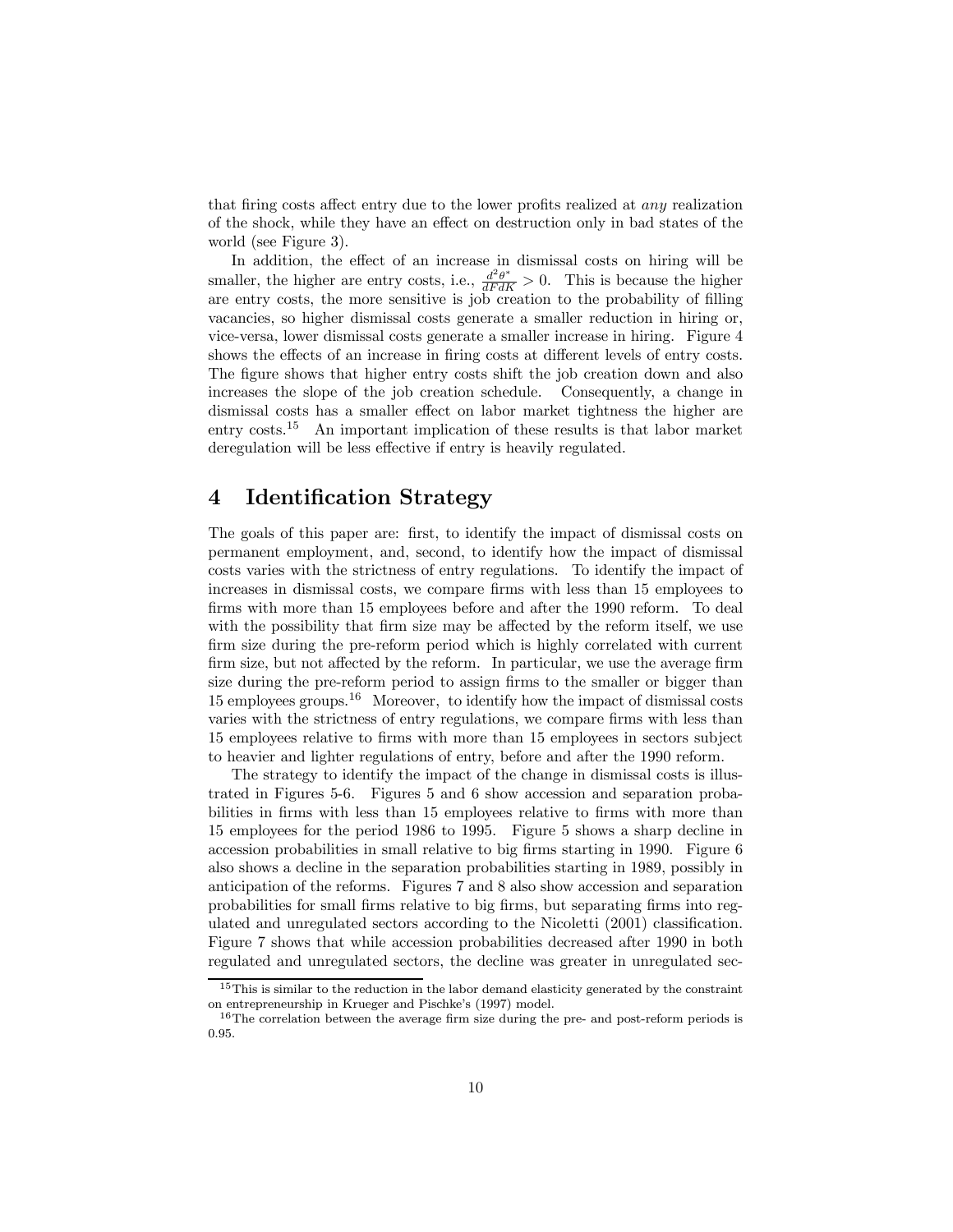that firing costs affect entry due to the lower profits realized at *any* realization of the shock, while they have an effect on destruction only in bad states of the world (see Figure 3).

In addition, the effect of an increase in dismissal costs on hiring will be smaller, the higher are entry costs, i.e., $\frac{d^2\theta^*}{dFdK} > 0$. This is because the higher are entry costs, the more sensitive is job creation to the probability of filling vacancies, so higher dismissal costs generate a smaller reduction in hiring or, vice-versa, lower dismissal costs generate a smaller increase in hiring. Figure 4 shows the effects of an increase in firing costs at different levels of entry costs. The figure shows that higher entry costs shift the job creation down and also increases the slope of the job creation schedule. Consequently, a change in dismissal costs has a smaller effect on labor market tightness the higher are entry costs.[15] An important implication of these results is that labor market deregulation will be less effective if entry is heavily regulated.

# 4 Identification Strategy

The goals of this paper are: first, to identify the impact of dismissal costs on permanent employment, and, second, to identify how the impact of dismissal costs varies with the strictness of entry regulations. To identify the impact of increases in dismissal costs, we compare firms with less than 15 employees to firms with more than 15 employees before and after the 1990 reform. To deal with the possibility that firm size may be affected by the reform itself, we use firm size during the pre-reform period which is highly correlated with current firm size, but not affected by the reform. In particular, we use the average firm size during the pre-reform period to assign firms to the smaller or bigger than 15 employees groups.[16] Moreover, to identify how the impact of dismissal costs varies with the strictness of entry regulations, we compare firms with less than 15 employees relative to firms with more than 15 employees in sectors subject to heavier and lighter regulations of entry, before and after the 1990 reform.

The strategy to identify the impact of the change in dismissal costs is illustrated in Figures 5-6. Figures 5 and 6 show accession and separation probabilities in firms with less than 15 employees relative to firms with more than 15 employees for the period 1986 to 1995. Figure 5 shows a sharp decline in accession probabilities in small relative to big firms starting in 1990. Figure 6 also shows a decline in the separation probabilities starting in 1989, possibly in anticipation of the reforms. Figures 7 and 8 also show accession and separation probabilities for small firms relative to big firms, but separating firms into regulated and unregulated sectors according to the Nicoletti (2001) classification. Figure 7 shows that while accession probabilities decreased after 1990 in both regulated and unregulated sectors, the decline was greater in unregulated sec-

[15] This is similar to the reduction in the labor demand elasticity generated by the constraint on entrepreneurship in Krueger and Pischke's (1997) model.

[16] The correlation between the average firm size during the pre- and post-reform periods is 0.95.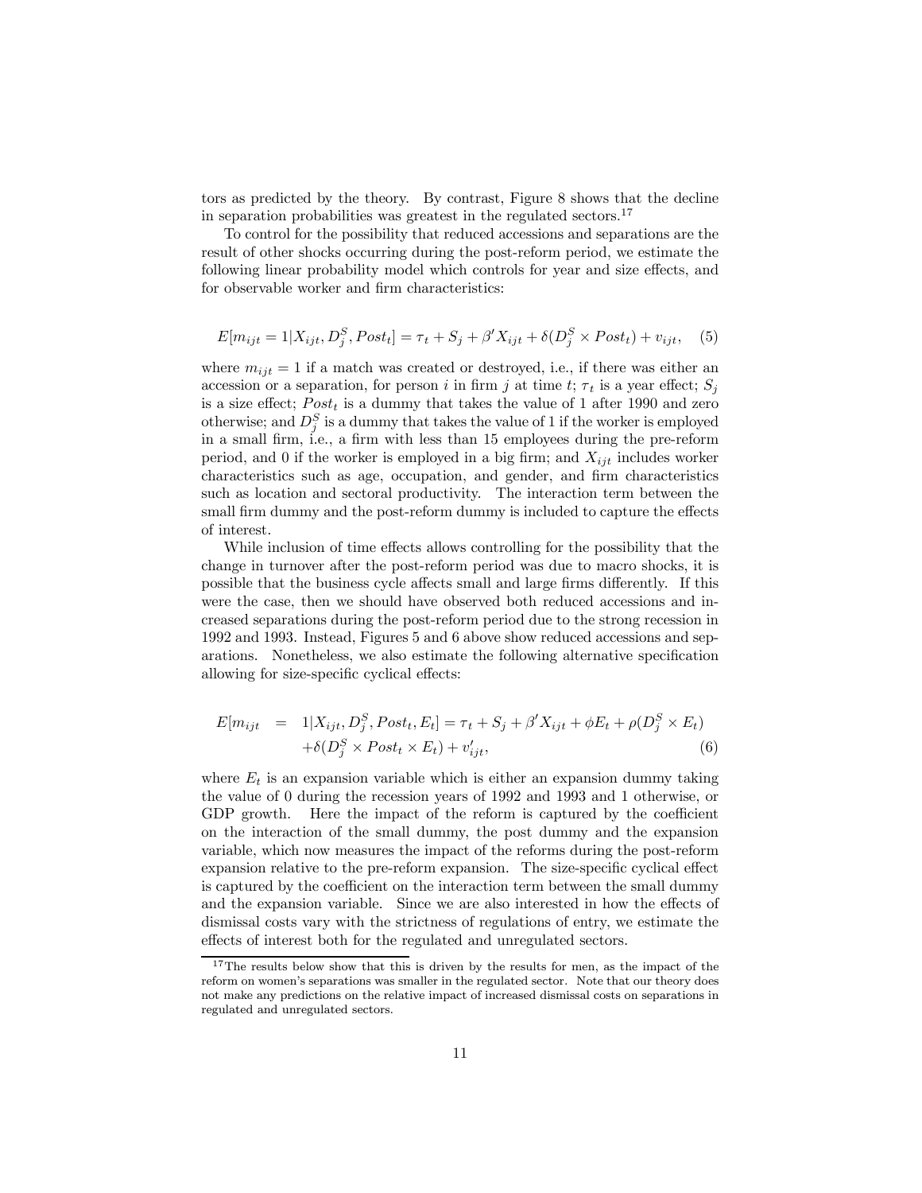tors as predicted by the theory. By contrast, Figure 8 shows that the decline in separation probabilities was greatest in the regulated sectors.[17]

To control for the possibility that reduced accessions and separations are the result of other shocks occurring during the post-reform period, we estimate the following linear probability model which controls for year and size effects, and for observable worker and firm characteristics:

$$E[m_{ijt} = 1 | X_{ijt}, D_j^S, Post_t] = \tau_t + S_j + \beta' X_{ijt} + \delta(D_j^S \times Post_t) + v_{ijt}, \quad (5)$$

where $m_{ijt} = 1$ if a match was created or destroyed, i.e., if there was either an accession or a separation, for person $i$ in firm $j$ at time $t$; $\tau_t$ is a year effect; $S_j$ is a size effect; $Post_t$ is a dummy that takes the value of 1 after 1990 and zero otherwise; and $D_j^S$ is a dummy that takes the value of 1 if the worker is employed in a small firm, i.e., a firm with less than 15 employees during the pre-reform period, and 0 if the worker is employed in a big firm; and $X_{ijt}$ includes worker characteristics such as age, occupation, and gender, and firm characteristics such as location and sectoral productivity. The interaction term between the small firm dummy and the post-reform dummy is included to capture the effects of interest.

While inclusion of time effects allows controlling for the possibility that the change in turnover after the post-reform period was due to macro shocks, it is possible that the business cycle affects small and large firms differently. If this were the case, then we should have observed both reduced accessions and increased separations during the post-reform period due to the strong recession in 1992 and 1993. Instead, Figures 5 and 6 above show reduced accessions and separations. Nonetheless, we also estimate the following alternative specification allowing for size-specific cyclical effects:

$$\begin{aligned} E[m_{ijt} &= 1 | X_{ijt}, D_j^S, Post_t, E_t] = \tau_t + S_j + \beta' X_{ijt} + \phi E_t + \rho(D_j^S \times E_t) \\ &+ \delta(D_j^S \times Post_t \times E_t) + v'_{ijt}, \end{aligned} \quad (6)$$

where $E_t$ is an expansion variable which is either an expansion dummy taking the value of 0 during the recession years of 1992 and 1993 and 1 otherwise, or GDP growth. Here the impact of the reform is captured by the coefficient on the interaction of the small dummy, the post dummy and the expansion variable, which now measures the impact of the reforms during the post-reform expansion relative to the pre-reform expansion. The size-specific cyclical effect is captured by the coefficient on the interaction term between the small dummy and the expansion variable. Since we are also interested in how the effects of dismissal costs vary with the strictness of regulations of entry, we estimate the effects of interest both for the regulated and unregulated sectors.

[17] The results below show that this is driven by the results for men, as the impact of the reform on women's separations was smaller in the regulated sector. Note that our theory does not make any predictions on the relative impact of increased dismissal costs on separations in regulated and unregulated sectors.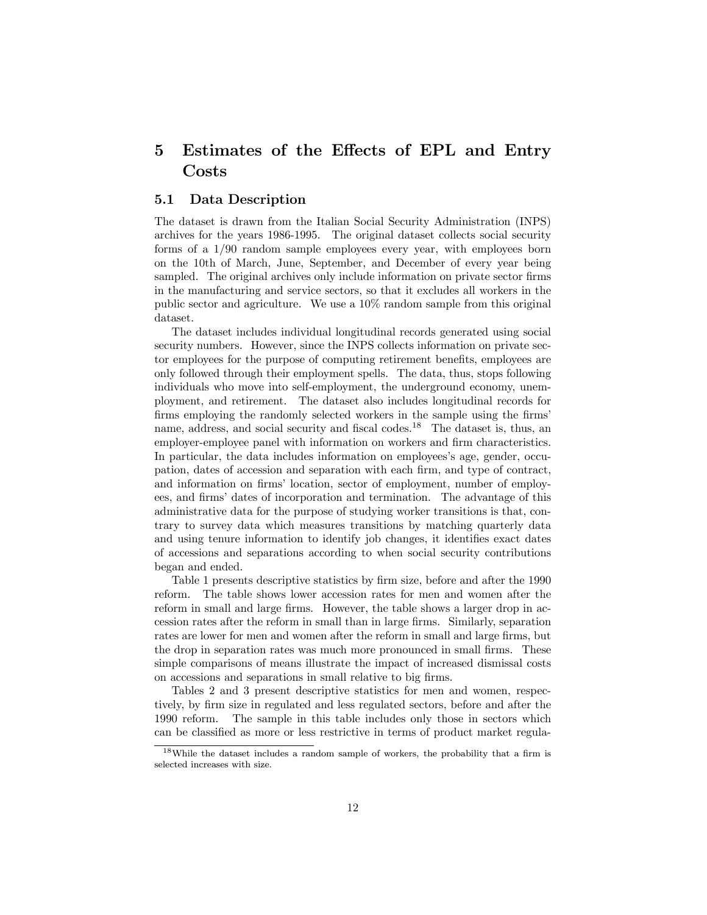# 5 Estimates of the Effects of EPL and Entry Costs

## 5.1 Data Description

The dataset is drawn from the Italian Social Security Administration (INPS) archives for the years 1986-1995. The original dataset collects social security forms of a 1/90 random sample employees every year, with employees born on the 10th of March, June, September, and December of every year being sampled. The original archives only include information on private sector firms in the manufacturing and service sectors, so that it excludes all workers in the public sector and agriculture. We use a 10% random sample from this original dataset.

The dataset includes individual longitudinal records generated using social security numbers. However, since the INPS collects information on private sector employees for the purpose of computing retirement benefits, employees are only followed through their employment spells. The data, thus, stops following individuals who move into self-employment, the underground economy, unemployment, and retirement. The dataset also includes longitudinal records for firms employing the randomly selected workers in the sample using the firms' name, address, and social security and fiscal codes.[18] The dataset is, thus, an employer-employee panel with information on workers and firm characteristics. In particular, the data includes information on employees's age, gender, occupation, dates of accession and separation with each firm, and type of contract, and information on firms' location, sector of employment, number of employees, and firms' dates of incorporation and termination. The advantage of this administrative data for the purpose of studying worker transitions is that, contrary to survey data which measures transitions by matching quarterly data and using tenure information to identify job changes, it identifies exact dates of accessions and separations according to when social security contributions began and ended.

Table 1 presents descriptive statistics by firm size, before and after the 1990 reform. The table shows lower accession rates for men and women after the reform in small and large firms. However, the table shows a larger drop in accession rates after the reform in small than in large firms. Similarly, separation rates are lower for men and women after the reform in small and large firms, but the drop in separation rates was much more pronounced in small firms. These simple comparisons of means illustrate the impact of increased dismissal costs on accessions and separations in small relative to big firms.

Tables 2 and 3 present descriptive statistics for men and women, respectively, by firm size in regulated and less regulated sectors, before and after the 1990 reform. The sample in this table includes only those in sectors which can be classified as more or less restrictive in terms of product market regula-

[18] While the dataset includes a random sample of workers, the probability that a firm is selected increases with size.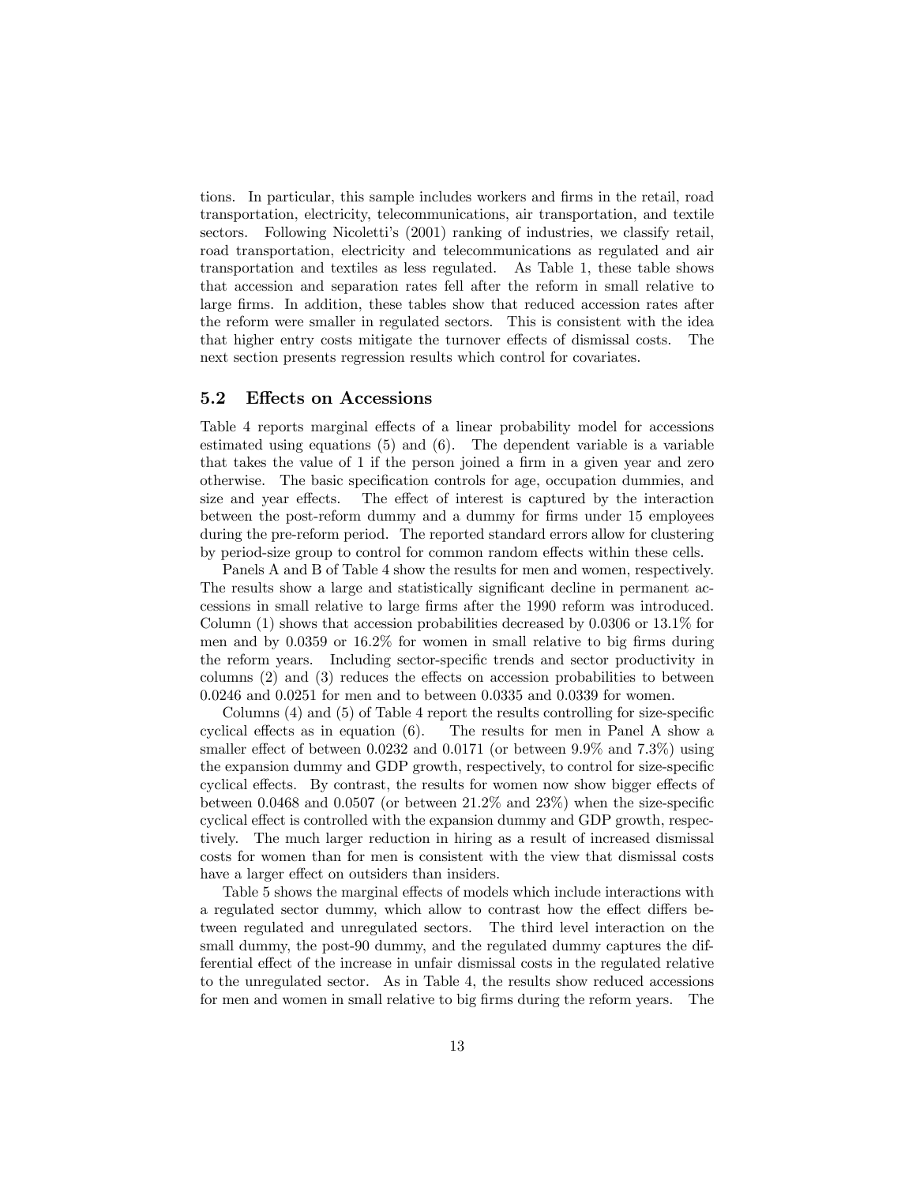tions. In particular, this sample includes workers and firms in the retail, road transportation, electricity, telecommunications, air transportation, and textile sectors. Following Nicoletti's (2001) ranking of industries, we classify retail, road transportation, electricity and telecommunications as regulated and air transportation and textiles as less regulated. As Table 1, these table shows that accession and separation rates fell after the reform in small relative to large firms. In addition, these tables show that reduced accession rates after the reform were smaller in regulated sectors. This is consistent with the idea that higher entry costs mitigate the turnover effects of dismissal costs. The next section presents regression results which control for covariates.

## 5.2 Effects on Accessions

Table 4 reports marginal effects of a linear probability model for accessions estimated using equations (5) and (6). The dependent variable is a variable that takes the value of 1 if the person joined a firm in a given year and zero otherwise. The basic specification controls for age, occupation dummies, and size and year effects. The effect of interest is captured by the interaction between the post-reform dummy and a dummy for firms under 15 employees during the pre-reform period. The reported standard errors allow for clustering by period-size group to control for common random effects within these cells.

Panels A and B of Table 4 show the results for men and women, respectively. The results show a large and statistically significant decline in permanent accessions in small relative to large firms after the 1990 reform was introduced. Column (1) shows that accession probabilities decreased by 0.0306 or 13.1% for men and by 0.0359 or 16.2% for women in small relative to big firms during the reform years. Including sector-specific trends and sector productivity in columns (2) and (3) reduces the effects on accession probabilities to between 0.0246 and 0.0251 for men and to between 0.0335 and 0.0339 for women.

Columns (4) and (5) of Table 4 report the results controlling for size-specific cyclical effects as in equation (6). The results for men in Panel A show a smaller effect of between 0.0232 and 0.0171 (or between 9.9% and 7.3%) using the expansion dummy and GDP growth, respectively, to control for size-specific cyclical effects. By contrast, the results for women now show bigger effects of between 0.0468 and 0.0507 (or between 21.2% and 23%) when the size-specific cyclical effect is controlled with the expansion dummy and GDP growth, respectively. The much larger reduction in hiring as a result of increased dismissal costs for women than for men is consistent with the view that dismissal costs have a larger effect on outsiders than insiders.

Table 5 shows the marginal effects of models which include interactions with a regulated sector dummy, which allow to contrast how the effect differs between regulated and unregulated sectors. The third level interaction on the small dummy, the post-90 dummy, and the regulated dummy captures the differential effect of the increase in unfair dismissal costs in the regulated relative to the unregulated sector. As in Table 4, the results show reduced accessions for men and women in small relative to big firms during the reform years. The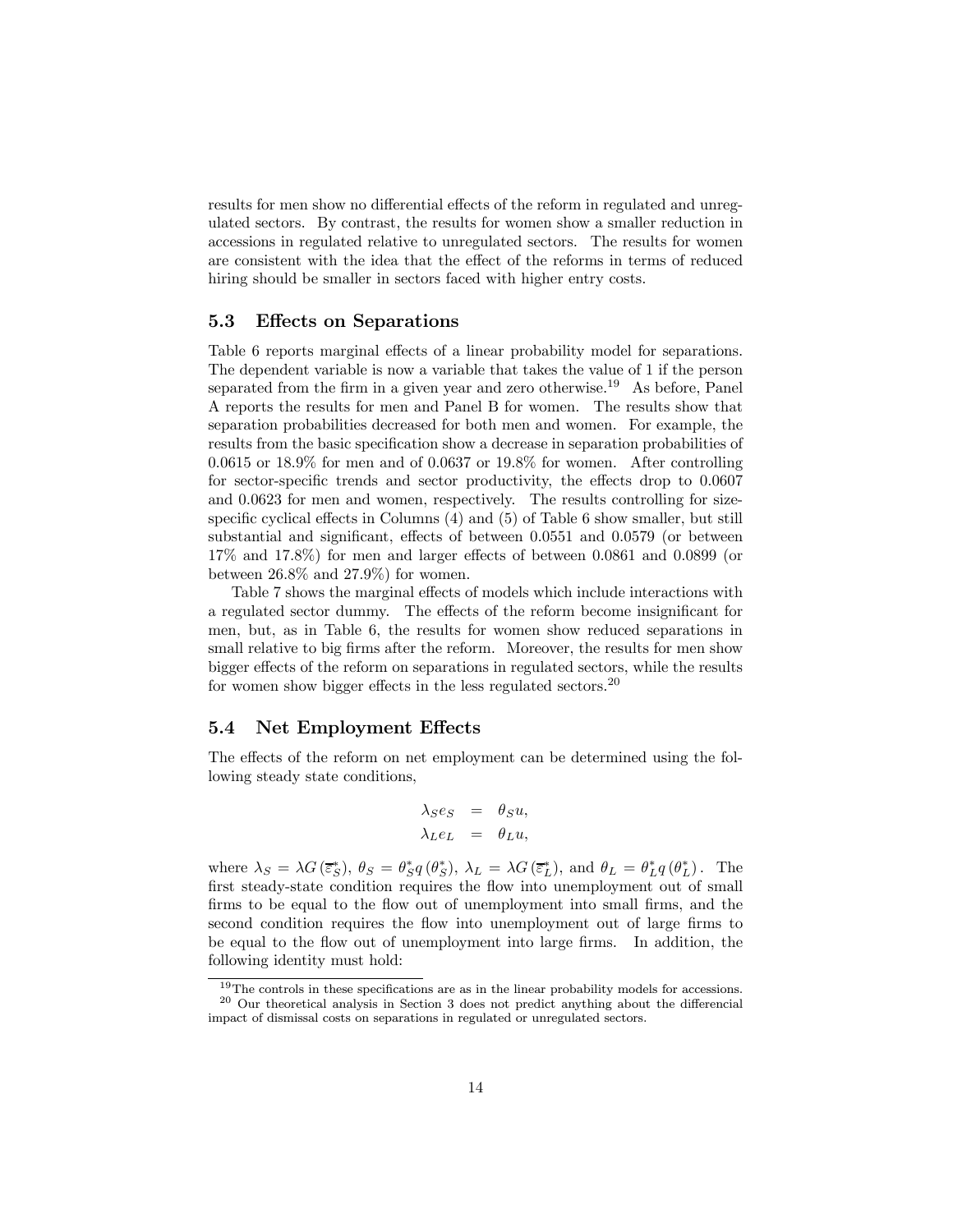results for men show no differential effects of the reform in regulated and unregulated sectors. By contrast, the results for women show a smaller reduction in accessions in regulated relative to unregulated sectors. The results for women are consistent with the idea that the effect of the reforms in terms of reduced hiring should be smaller in sectors faced with higher entry costs.

### 5.3 Effects on Separations

Table 6 reports marginal effects of a linear probability model for separations. The dependent variable is now a variable that takes the value of 1 if the person separated from the firm in a given year and zero otherwise.[19] As before, Panel A reports the results for men and Panel B for women. The results show that separation probabilities decreased for both men and women. For example, the results from the basic specification show a decrease in separation probabilities of 0.0615 or 18.9% for men and of 0.0637 or 19.8% for women. After controlling for sector-specific trends and sector productivity, the effects drop to 0.0607 and 0.0623 for men and women, respectively. The results controlling for size-specific cyclical effects in Columns (4) and (5) of Table 6 show smaller, but still substantial and significant, effects of between 0.0551 and 0.0579 (or between 17% and 17.8%) for men and larger effects of between 0.0861 and 0.0899 (or between 26.8% and 27.9%) for women.

Table 7 shows the marginal effects of models which include interactions with a regulated sector dummy. The effects of the reform become insignificant for men, but, as in Table 6, the results for women show reduced separations in small relative to big firms after the reform. Moreover, the results for men show bigger effects of the reform on separations in regulated sectors, while the results for women show bigger effects in the less regulated sectors.[20]

### 5.4 Net Employment Effects

The effects of the reform on net employment can be determined using the following steady state conditions,

$$\begin{aligned} \lambda_S e_S &= \theta_S u, \\ \lambda_L e_L &= \theta_L u, \end{aligned}$$

where $\lambda_S = \lambda G(\overline{\varepsilon}_S^*)$, $\theta_S = \theta_S^* q(\theta_S^*)$, $\lambda_L = \lambda G(\overline{\varepsilon}_L^*)$, and $\theta_L = \theta_L^* q(\theta_L^*)$. The first steady-state condition requires the flow into unemployment out of small firms to be equal to the flow out of unemployment into small firms, and the second condition requires the flow into unemployment out of large firms to be equal to the flow out of unemployment into large firms. In addition, the following identity must hold:

---

[19] The controls in these specifications are as in the linear probability models for accessions.

[20] Our theoretical analysis in Section 3 does not predict anything about the differencial impact of dismissal costs on separations in regulated or unregulated sectors.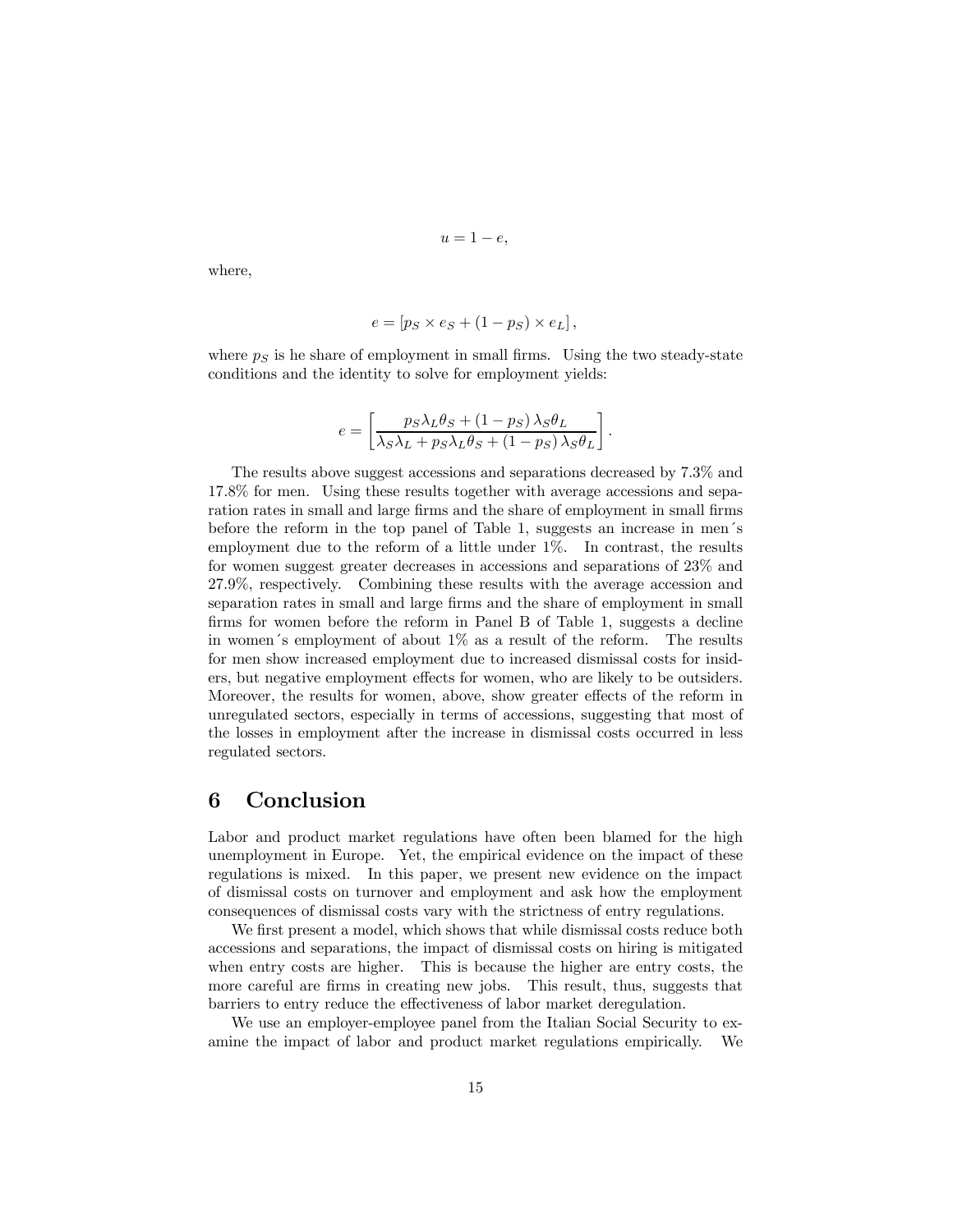$$u = 1 - e,$$

where,

$$e = \left[ p_S \times e_S + (1 - p_S) \times e_L \right],$$

where $p_S$ is he share of employment in small firms. Using the two steady-state conditions and the identity to solve for employment yields:

$$e = \left[ \frac{p_S \lambda_L \theta_S + (1 - p_S) \lambda_S \theta_L}{\lambda_S \lambda_L + p_S \lambda_L \theta_S + (1 - p_S) \lambda_S \theta_L} \right].$$

The results above suggest accessions and separations decreased by 7.3% and 17.8% for men. Using these results together with average accessions and separation rates in small and large firms and the share of employment in small firms before the reform in the top panel of Table 1, suggests an increase in men´s employment due to the reform of a little under 1%. In contrast, the results for women suggest greater decreases in accessions and separations of 23% and 27.9%, respectively. Combining these results with the average accession and separation rates in small and large firms and the share of employment in small firms for women before the reform in Panel B of Table 1, suggests a decline in women´s employment of about 1% as a result of the reform. The results for men show increased employment due to increased dismissal costs for insiders, but negative employment effects for women, who are likely to be outsiders. Moreover, the results for women, above, show greater effects of the reform in unregulated sectors, especially in terms of accessions, suggesting that most of the losses in employment after the increase in dismissal costs occurred in less regulated sectors.

# 6 Conclusion

Labor and product market regulations have often been blamed for the high unemployment in Europe. Yet, the empirical evidence on the impact of these regulations is mixed. In this paper, we present new evidence on the impact of dismissal costs on turnover and employment and ask how the employment consequences of dismissal costs vary with the strictness of entry regulations.

We first present a model, which shows that while dismissal costs reduce both accessions and separations, the impact of dismissal costs on hiring is mitigated when entry costs are higher. This is because the higher are entry costs, the more careful are firms in creating new jobs. This result, thus, suggests that barriers to entry reduce the effectiveness of labor market deregulation.

We use an employer-employee panel from the Italian Social Security to examine the impact of labor and product market regulations empirically. We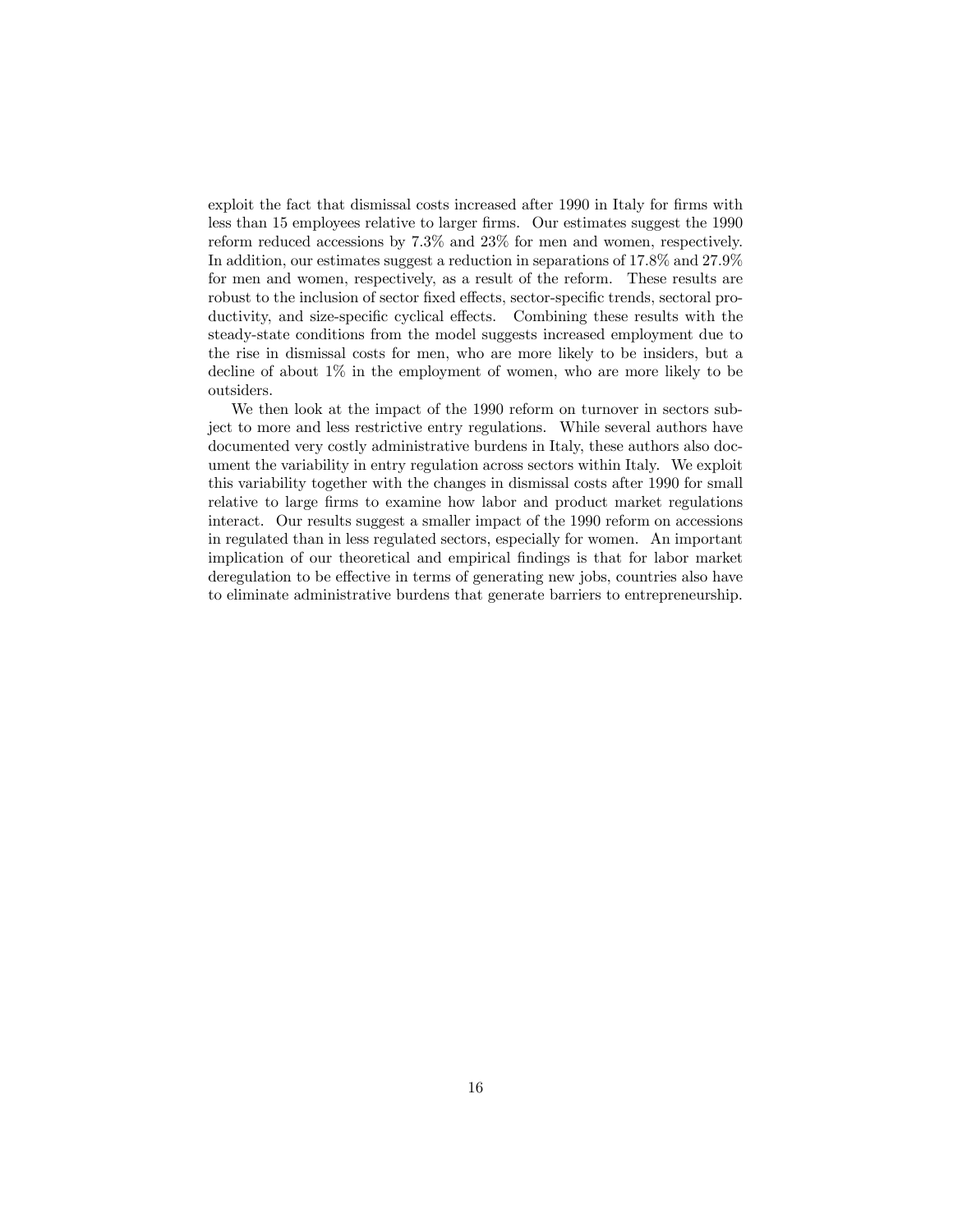exploit the fact that dismissal costs increased after 1990 in Italy for firms with less than 15 employees relative to larger firms. Our estimates suggest the 1990 reform reduced accessions by 7.3% and 23% for men and women, respectively. In addition, our estimates suggest a reduction in separations of 17.8% and 27.9% for men and women, respectively, as a result of the reform. These results are robust to the inclusion of sector fixed effects, sector-specific trends, sectoral productivity, and size-specific cyclical effects. Combining these results with the steady-state conditions from the model suggests increased employment due to the rise in dismissal costs for men, who are more likely to be insiders, but a decline of about 1% in the employment of women, who are more likely to be outsiders.

We then look at the impact of the 1990 reform on turnover in sectors subject to more and less restrictive entry regulations. While several authors have documented very costly administrative burdens in Italy, these authors also document the variability in entry regulation across sectors within Italy. We exploit this variability together with the changes in dismissal costs after 1990 for small relative to large firms to examine how labor and product market regulations interact. Our results suggest a smaller impact of the 1990 reform on accessions in regulated than in less regulated sectors, especially for women. An important implication of our theoretical and empirical findings is that for labor market deregulation to be effective in terms of generating new jobs, countries also have to eliminate administrative burdens that generate barriers to entrepreneurship.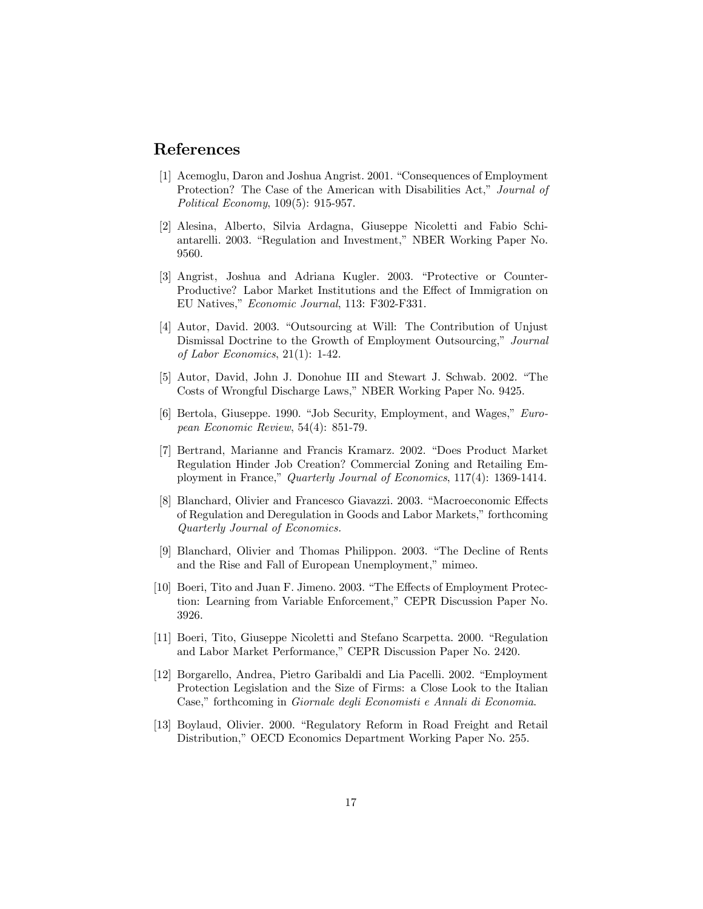# References

[1] Acemoglu, Daron and Joshua Angrist. 2001. "Consequences of Employment Protection? The Case of the American with Disabilities Act," *Journal of Political Economy*, 109(5): 915-957.

[2] Alesina, Alberto, Silvia Ardagna, Giuseppe Nicoletti and Fabio Schiantarelli. 2003. "Regulation and Investment," NBER Working Paper No. 9560.

[3] Angrist, Joshua and Adriana Kugler. 2003. "Protective or Counter-Productive? Labor Market Institutions and the Effect of Immigration on EU Natives," *Economic Journal*, 113: F302-F331.

[4] Autor, David. 2003. "Outsourcing at Will: The Contribution of Unjust Dismissal Doctrine to the Growth of Employment Outsourcing," *Journal of Labor Economics*, 21(1): 1-42.

[5] Autor, David, John J. Donohue III and Stewart J. Schwab. 2002. "The Costs of Wrongful Discharge Laws," NBER Working Paper No. 9425.

[6] Bertola, Giuseppe. 1990. "Job Security, Employment, and Wages," *European Economic Review*, 54(4): 851-79.

[7] Bertrand, Marianne and Francis Kramarz. 2002. "Does Product Market Regulation Hinder Job Creation? Commercial Zoning and Retailing Employment in France," *Quarterly Journal of Economics*, 117(4): 1369-1414.

[8] Blanchard, Olivier and Francesco Giavazzi. 2003. "Macroeconomic Effects of Regulation and Deregulation in Goods and Labor Markets," forthcoming *Quarterly Journal of Economics*.

[9] Blanchard, Olivier and Thomas Philippon. 2003. "The Decline of Rents and the Rise and Fall of European Unemployment," mimeo.

[10] Boeri, Tito and Juan F. Jimeno. 2003. "The Effects of Employment Protection: Learning from Variable Enforcement," CEPR Discussion Paper No. 3926.

[11] Boeri, Tito, Giuseppe Nicoletti and Stefano Scarpetta. 2000. "Regulation and Labor Market Performance," CEPR Discussion Paper No. 2420.

[12] Borgarello, Andrea, Pietro Garibaldi and Lia Pacelli. 2002. "Employment Protection Legislation and the Size of Firms: a Close Look to the Italian Case," forthcoming in *Giornale degli Economisti e Annali di Economia*.

[13] Boylaud, Olivier. 2000. "Regulatory Reform in Road Freight and Retail Distribution," OECD Economics Department Working Paper No. 255.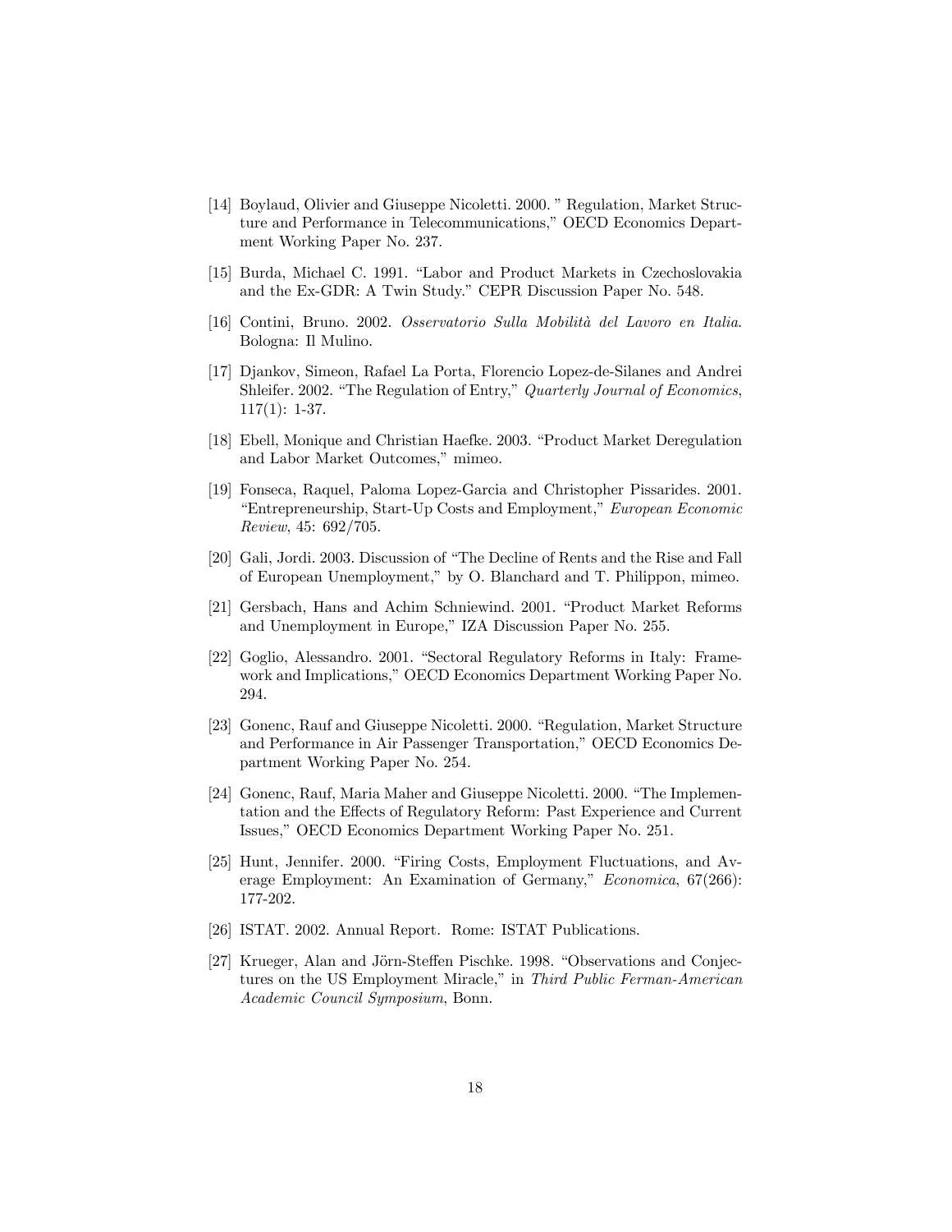[14] Boylaud, Olivier and Giuseppe Nicoletti. 2000. " Regulation, Market Structure and Performance in Telecommunications," OECD Economics Department Working Paper No. 237.

[15] Burda, Michael C. 1991. "Labor and Product Markets in Czechoslovakia and the Ex-GDR: A Twin Study." CEPR Discussion Paper No. 548.

[16] Contini, Bruno. 2002. *Osservatorio Sulla Mobilità del Lavoro en Italia*. Bologna: Il Mulino.

[17] Djankov, Simeon, Rafael La Porta, Florencio Lopez-de-Silanes and Andrei Shleifer. 2002. "The Regulation of Entry," *Quarterly Journal of Economics*, 117(1): 1-37.

[18] Ebell, Monique and Christian Haefke. 2003. "Product Market Deregulation and Labor Market Outcomes," mimeo.

[19] Fonseca, Raquel, Paloma Lopez-Garcia and Christopher Pissarides. 2001. "Entrepreneurship, Start-Up Costs and Employment," *European Economic Review*, 45: 692/705.

[20] Gali, Jordi. 2003. Discussion of "The Decline of Rents and the Rise and Fall of European Unemployment," by O. Blanchard and T. Philippon, mimeo.

[21] Gersbach, Hans and Achim Schniewind. 2001. "Product Market Reforms and Unemployment in Europe," IZA Discussion Paper No. 255.

[22] Goglio, Alessandro. 2001. "Sectoral Regulatory Reforms in Italy: Framework and Implications," OECD Economics Department Working Paper No. 294.

[23] Gonenc, Rauf and Giuseppe Nicoletti. 2000. "Regulation, Market Structure and Performance in Air Passenger Transportation," OECD Economics Department Working Paper No. 254.

[24] Gonenc, Rauf, Maria Maher and Giuseppe Nicoletti. 2000. "The Implementation and the Effects of Regulatory Reform: Past Experience and Current Issues," OECD Economics Department Working Paper No. 251.

[25] Hunt, Jennifer. 2000. "Firing Costs, Employment Fluctuations, and Average Employment: An Examination of Germany," *Economica*, 67(266): 177-202.

[26] ISTAT. 2002. Annual Report. Rome: ISTAT Publications.

[27] Krueger, Alan and Jörn-Steffen Pischke. 1998. "Observations and Conjectures on the US Employment Miracle," in *Third Public Ferman-American Academic Council Symposium*, Bonn.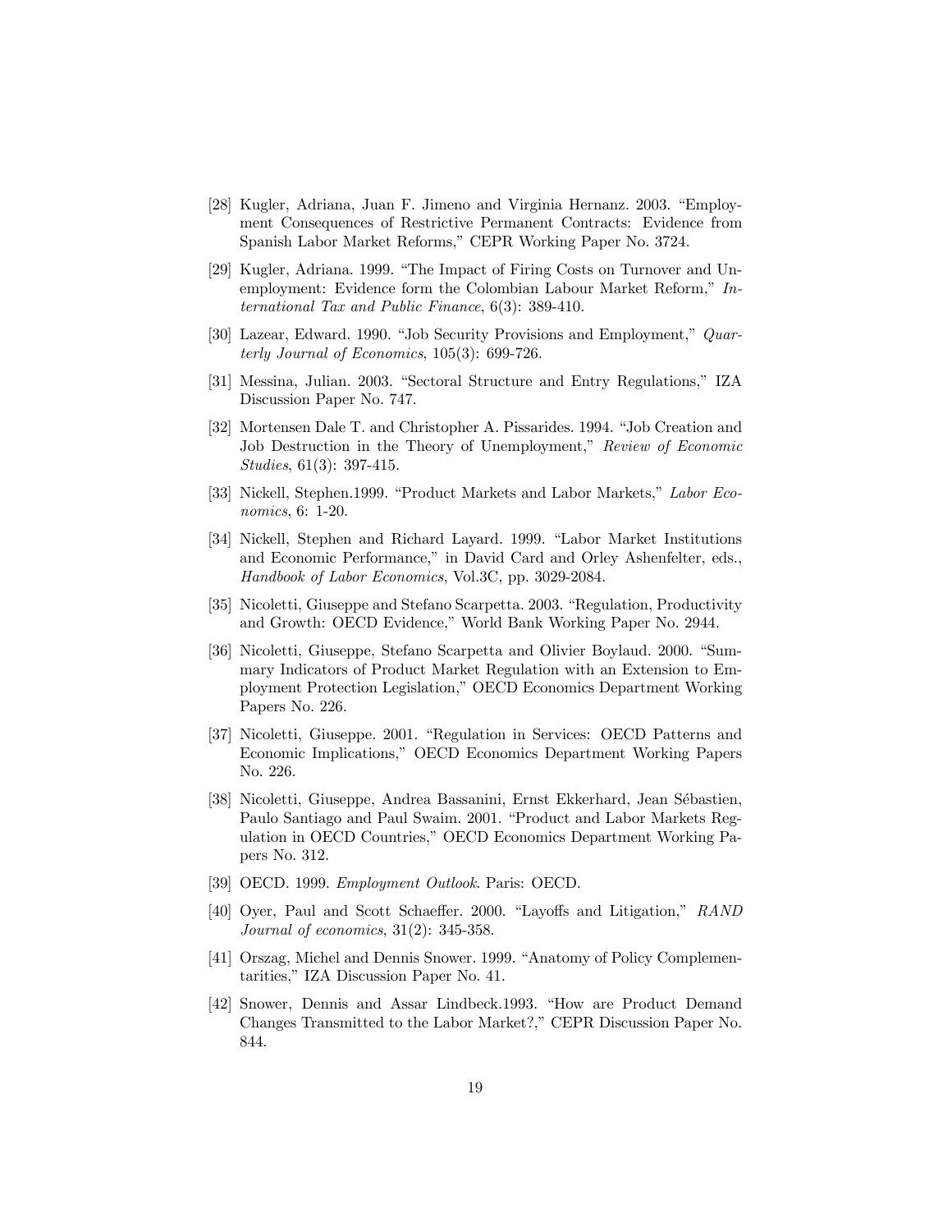[28] Kugler, Adriana, Juan F. Jimeno and Virginia Hernanz. 2003. "Employment Consequences of Restrictive Permanent Contracts: Evidence from Spanish Labor Market Reforms," CEPR Working Paper No. 3724.

[29] Kugler, Adriana. 1999. "The Impact of Firing Costs on Turnover and Unemployment: Evidence form the Colombian Labour Market Reform," *International Tax and Public Finance*, 6(3): 389-410.

[30] Lazear, Edward. 1990. "Job Security Provisions and Employment," *Quarterly Journal of Economics*, 105(3): 699-726.

[31] Messina, Julian. 2003. "Sectoral Structure and Entry Regulations," IZA Discussion Paper No. 747.

[32] Mortensen Dale T. and Christopher A. Pissarides. 1994. "Job Creation and Job Destruction in the Theory of Unemployment," *Review of Economic Studies*, 61(3): 397-415.

[33] Nickell, Stephen.1999. "Product Markets and Labor Markets," *Labor Economics*, 6: 1-20.

[34] Nickell, Stephen and Richard Layard. 1999. "Labor Market Institutions and Economic Performance," in David Card and Orley Ashenfelter, eds., *Handbook of Labor Economics*, Vol.3C, pp. 3029-2084.

[35] Nicoletti, Giuseppe and Stefano Scarpetta. 2003. "Regulation, Productivity and Growth: OECD Evidence," World Bank Working Paper No. 2944.

[36] Nicoletti, Giuseppe, Stefano Scarpetta and Olivier Boylaud. 2000. "Summary Indicators of Product Market Regulation with an Extension to Employment Protection Legislation," OECD Economics Department Working Papers No. 226.

[37] Nicoletti, Giuseppe. 2001. "Regulation in Services: OECD Patterns and Economic Implications," OECD Economics Department Working Papers No. 226.

[38] Nicoletti, Giuseppe, Andrea Bassanini, Ernst Ekkerhard, Jean Sébastien, Paulo Santiago and Paul Swaim. 2001. "Product and Labor Markets Regulation in OECD Countries," OECD Economics Department Working Papers No. 312.

[39] OECD. 1999. *Employment Outlook*. Paris: OECD.

[40] Oyer, Paul and Scott Schaeffer. 2000. "Layoffs and Litigation," *RAND Journal of economics*, 31(2): 345-358.

[41] Orszag, Michel and Dennis Snower. 1999. "Anatomy of Policy Complementarities," IZA Discussion Paper No. 41.

[42] Snower, Dennis and Assar Lindbeck.1993. "How are Product Demand Changes Transmitted to the Labor Market?," CEPR Discussion Paper No. 844.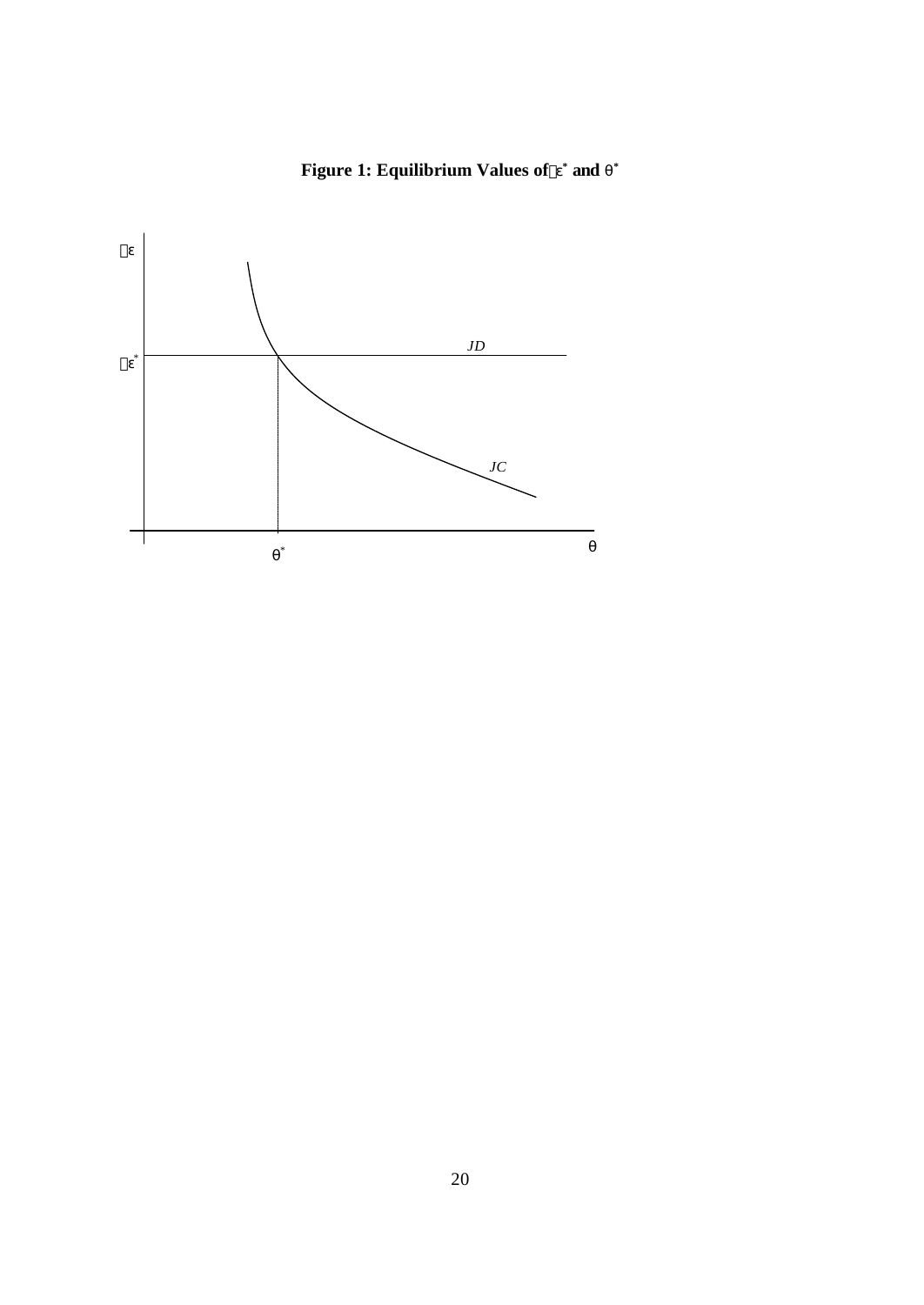**Figure 1: Equilibrium Values of $\varepsilon^*$ and $\theta^*$**

$\varepsilon$

$\varepsilon^*$

*JD*

*JC*

$\theta^*$

$\theta$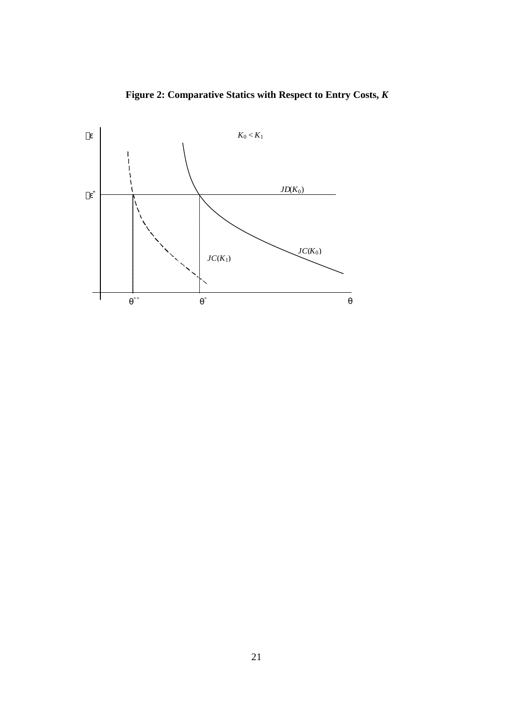**Figure 2: Comparative Statics with Respect to Entry Costs, *K***

$\varepsilon$

$K_0 < K_1$

$JD(K_0)$

$\varepsilon^*$

$JC(K_0)$

$JC(K_1)$

$\theta^{**}$ $\theta^*$ $\theta$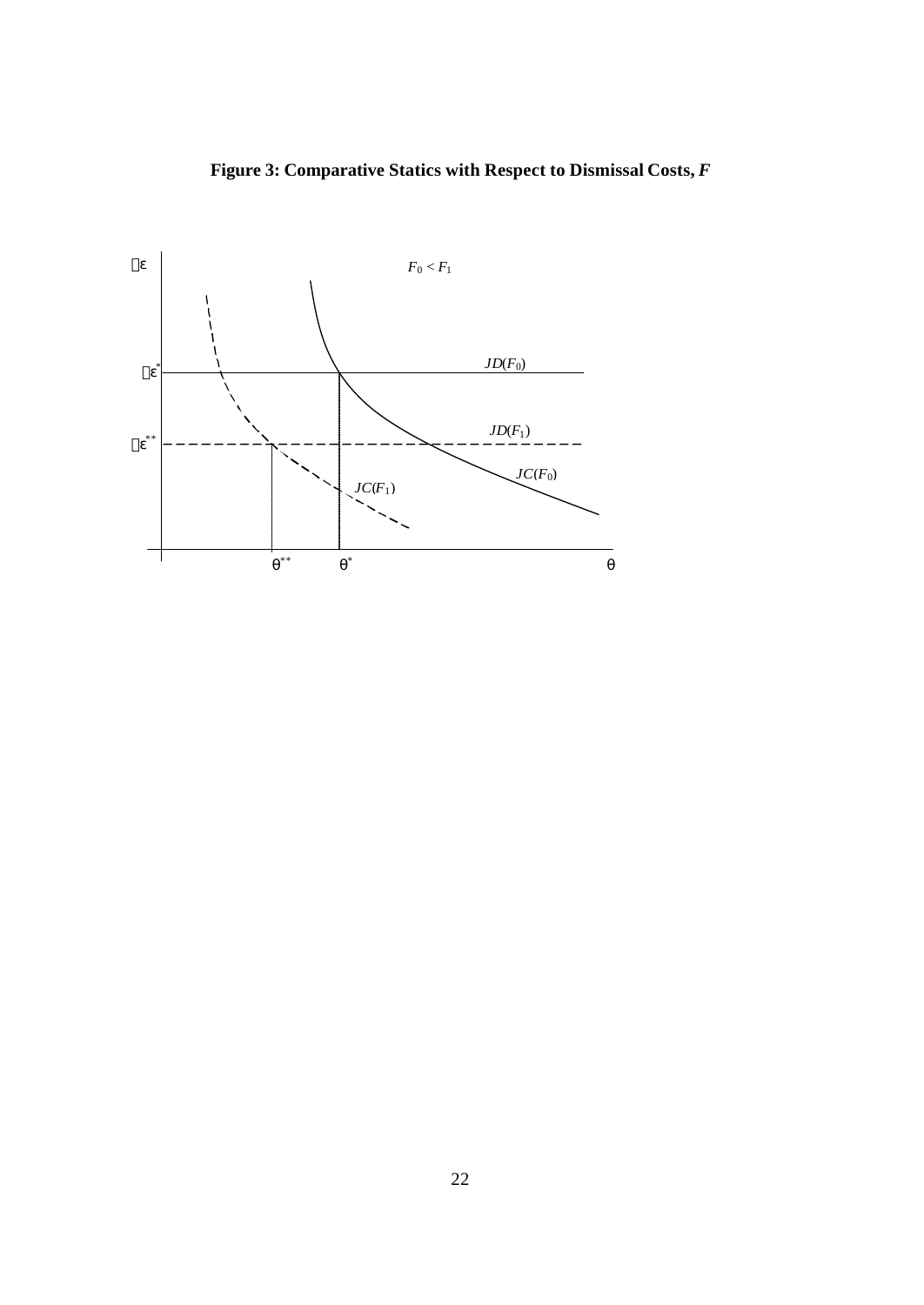**Figure 3: Comparative Statistics with Respect to Dismissal Costs, *F***

$F_0 < F_1$

$\varepsilon$

$\varepsilon^*$

$\varepsilon^{**}$

$JD(F_0)$

$JD(F_1)$

$JC(F_0)$

$JC(F_1)$

$\theta^{**}$ $\theta^*$ $\theta$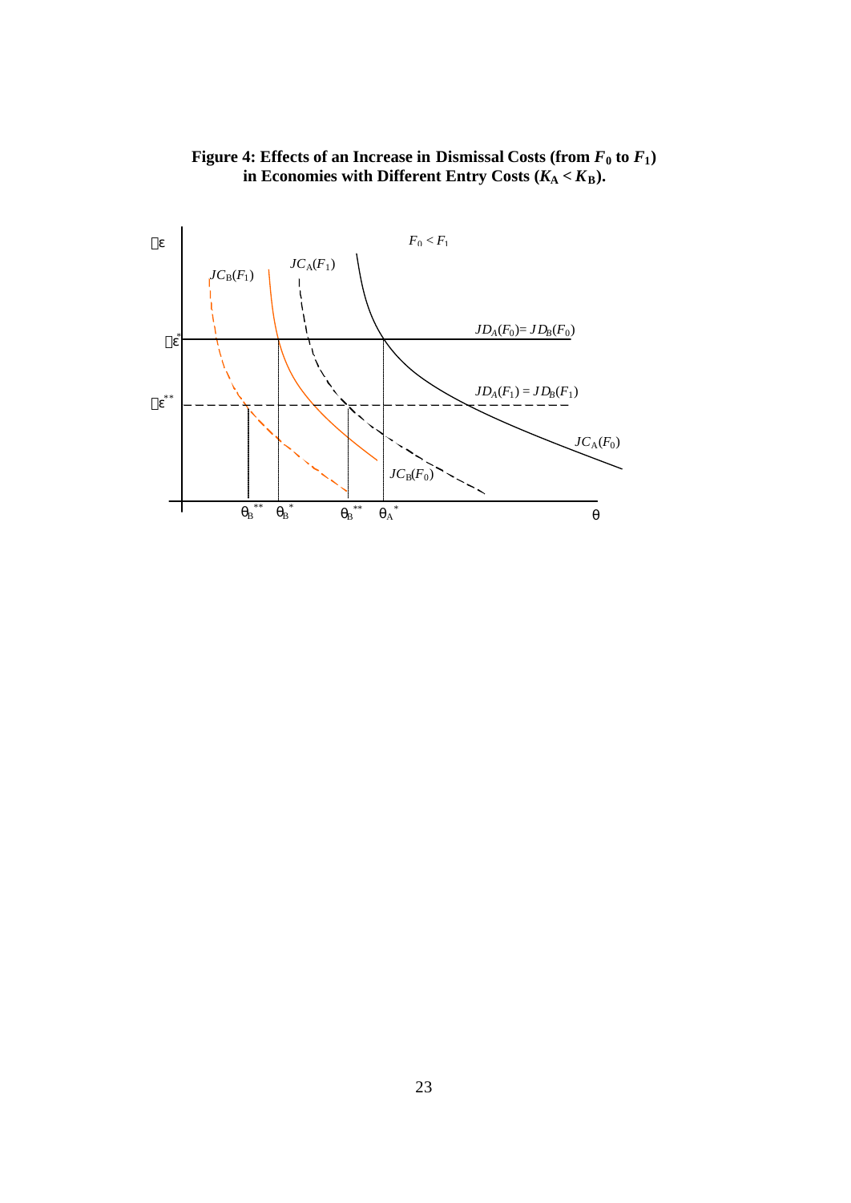**Figure 4: Effects of an Increase in Dismissal Costs (from $F_0$ to $F_1$) in Economies with Different Entry Costs ($K_A < K_B$).**

$\varepsilon$

$F_0 < F_1$

$JC_B(F_1)$ $\quad$ $JC_A(F_1)$

$\varepsilon^*$ $\quad$ $JD_A(F_0) = JD_B(F_0)$

$\varepsilon^{**}$ $\quad$ $JD_A(F_1) = JD_B(F_1)$

$JC_A(F_0)$

$JC_B(F_0)$

$\theta_B^{**}$ $\quad$ $\theta_B^*$ $\quad$ $\theta_B^{**}$ $\quad$ $\theta_A^*$ $\quad$ $\theta$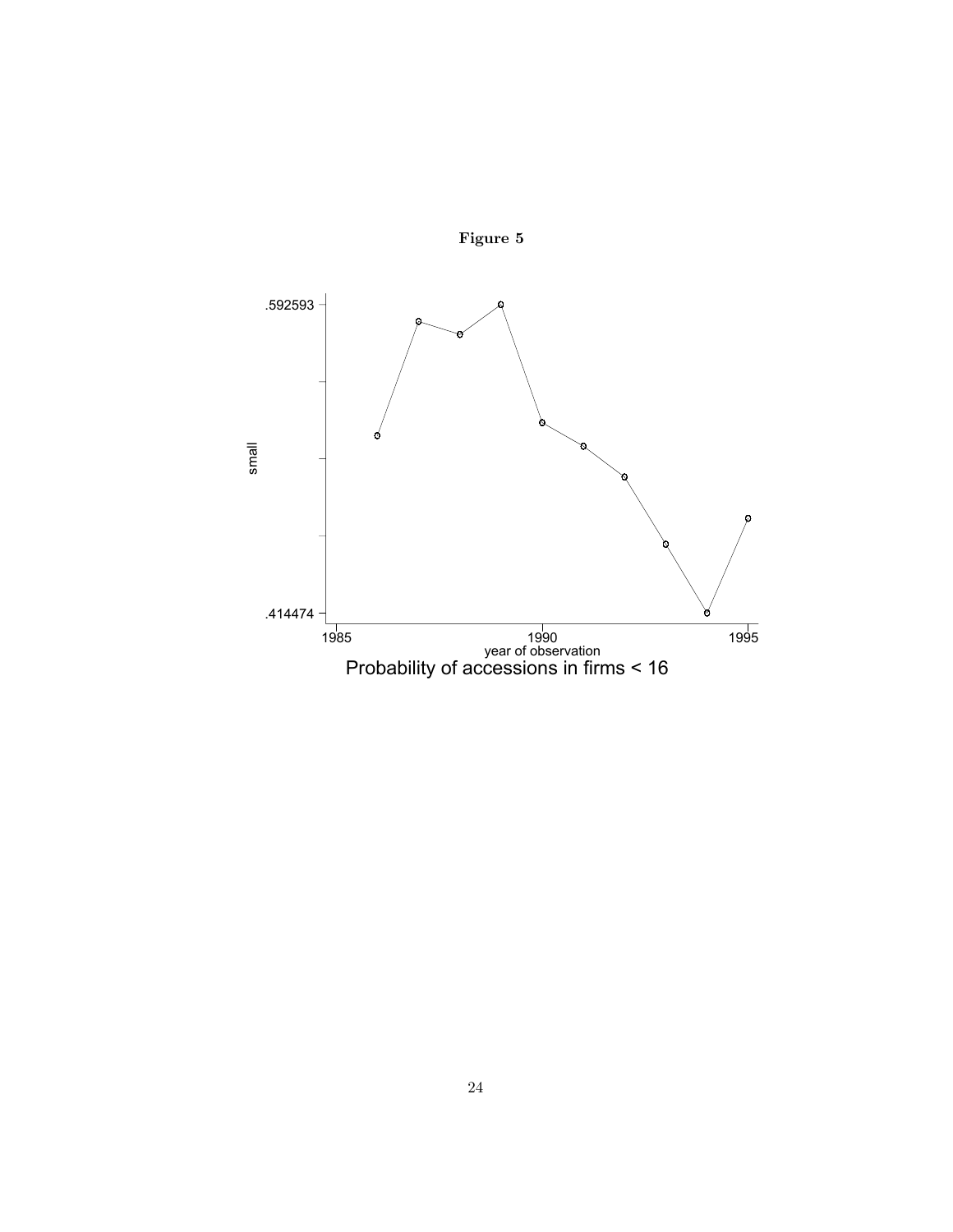**Figure 5**

small

.592593

.414474

1985 1990 1995

year of observation

Probability of accessions in firms < 16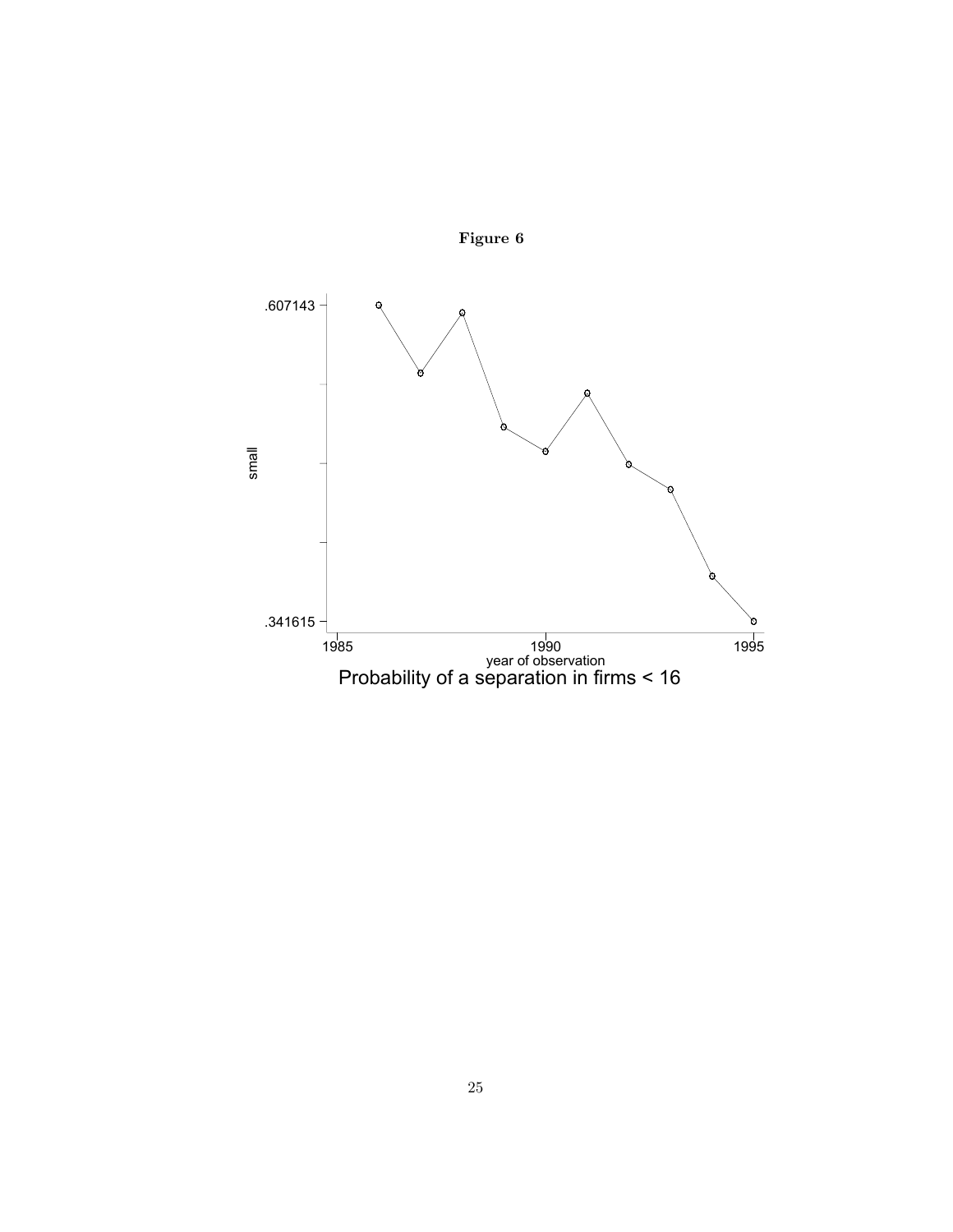**Figure 6**

small

.607143

.341615

1985 1990 1995

year of observation

Probability of a separation in firms < 16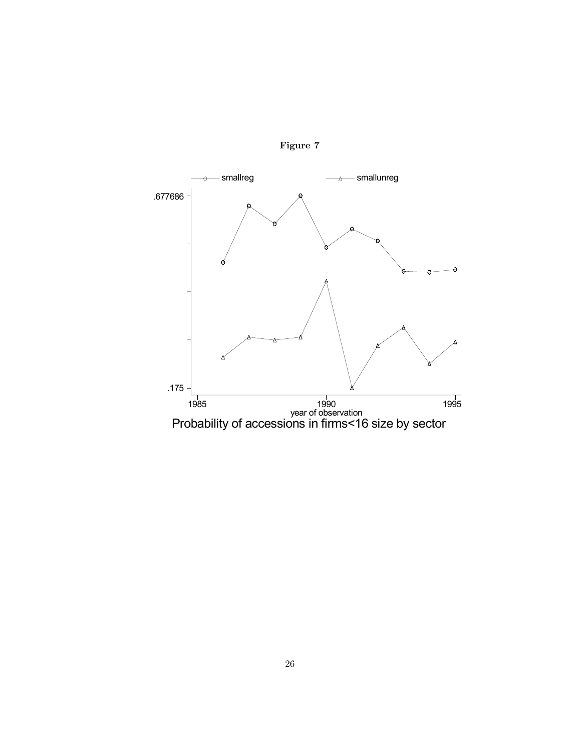**Figure 7**

smallreg smallunreg

.677686

.175

1985 1990 1995

year of observation

Probability of accessions in firms<16 size by sector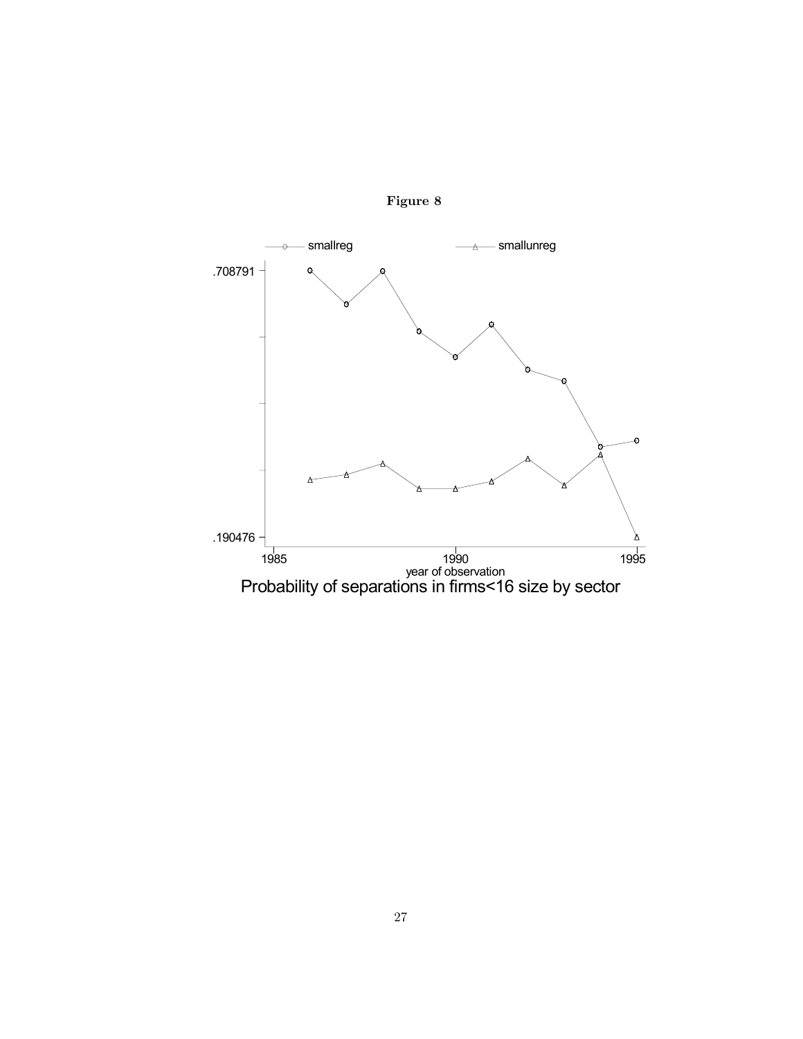**Figure 8**

smallreg smallunreg

.708791

.190476

1985 1990 1995

year of observation

Probability of separations in firms<16 size by sector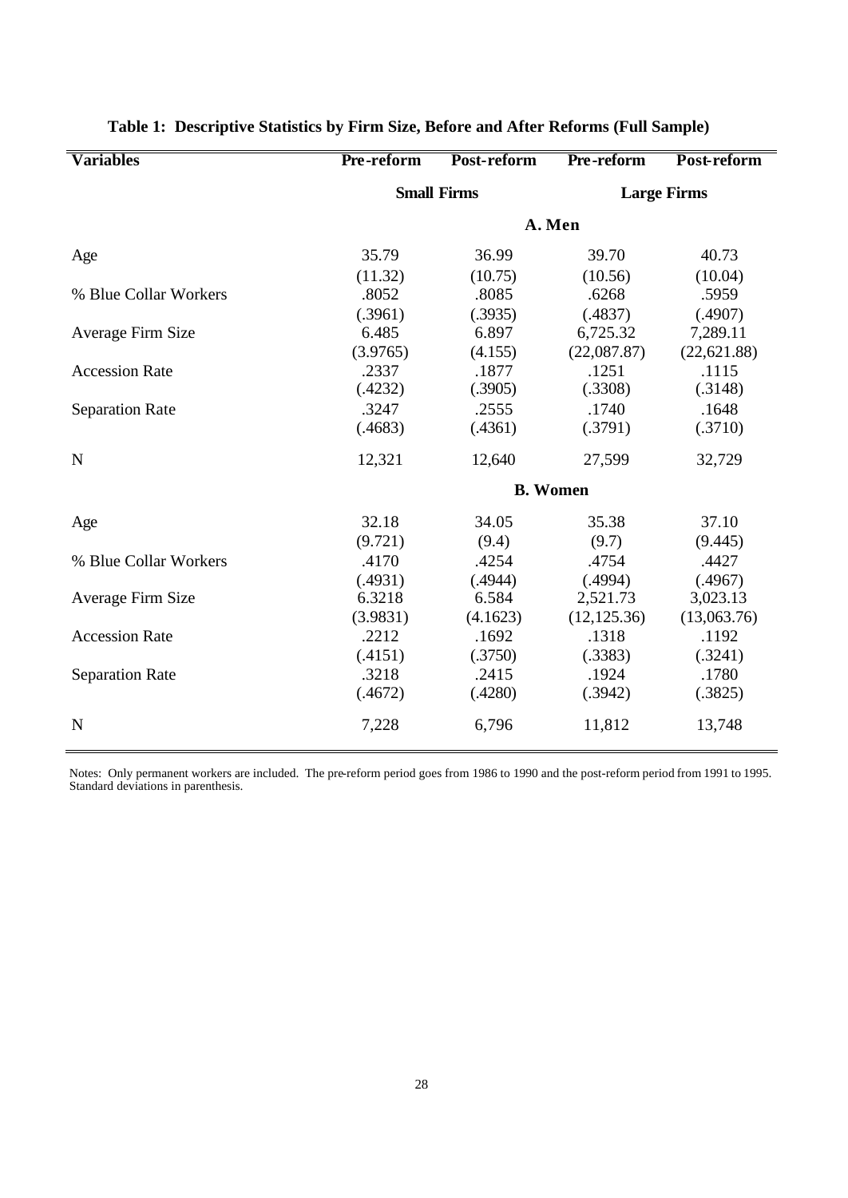**Table 1: Descriptive Statistics by Firm Size, Before and After Reforms (Full Sample)**

| Variables | Pre-reform | Post-reform | Pre-reform | Post-reform |
|---|---|---|---|---|
| | Small Firms | | Large Firms | |
| | **A. Men** | | | |
| Age | 35.79 | 36.99 | 39.70 | 40.73 |
| | (11.32) | (10.75) | (10.56) | (10.04) |
| % Blue Collar Workers | .8052 | .8085 | .6268 | .5959 |
| | (.3961) | (.3935) | (.4837) | (.4907) |
| Average Firm Size | 6.485 | 6.897 | 6,725.32 | 7,289.11 |
| | (3.9765) | (4.155) | (22,087.87) | (22,621.88) |
| Accession Rate | .2337 | .1877 | .1251 | .1115 |
| | (.4232) | (.3905) | (.3308) | (.3148) |
| Separation Rate | .3247 | .2555 | .1740 | .1648 |
| | (.4683) | (.4361) | (.3791) | (.3710) |
| N | 12,321 | 12,640 | 27,599 | 32,729 |
| | **B. Women** | | | |
| Age | 32.18 | 34.05 | 35.38 | 37.10 |
| | (9.721) | (9.4) | (9.7) | (9.445) |
| % Blue Collar Workers | .4170 | .4254 | .4754 | .4427 |
| | (.4931) | (.4944) | (.4994) | (.4967) |
| Average Firm Size | 6.3218 | 6.584 | 2,521.73 | 3,023.13 |
| | (3.9831) | (4.1623) | (12,125.36) | (13,063.76) |
| Accession Rate | .2212 | .1692 | .1318 | .1192 |
| | (.4151) | (.3750) | (.3383) | (.3241) |
| Separation Rate | .3218 | .2415 | .1924 | .1780 |
| | (.4672) | (.4280) | (.3942) | (.3825) |
| N | 7,228 | 6,796 | 11,812 | 13,748 |

Notes: Only permanent workers are included. The pre-reform period goes from 1986 to 1990 and the post-reform period from 1991 to 1995. Standard deviations in parenthesis.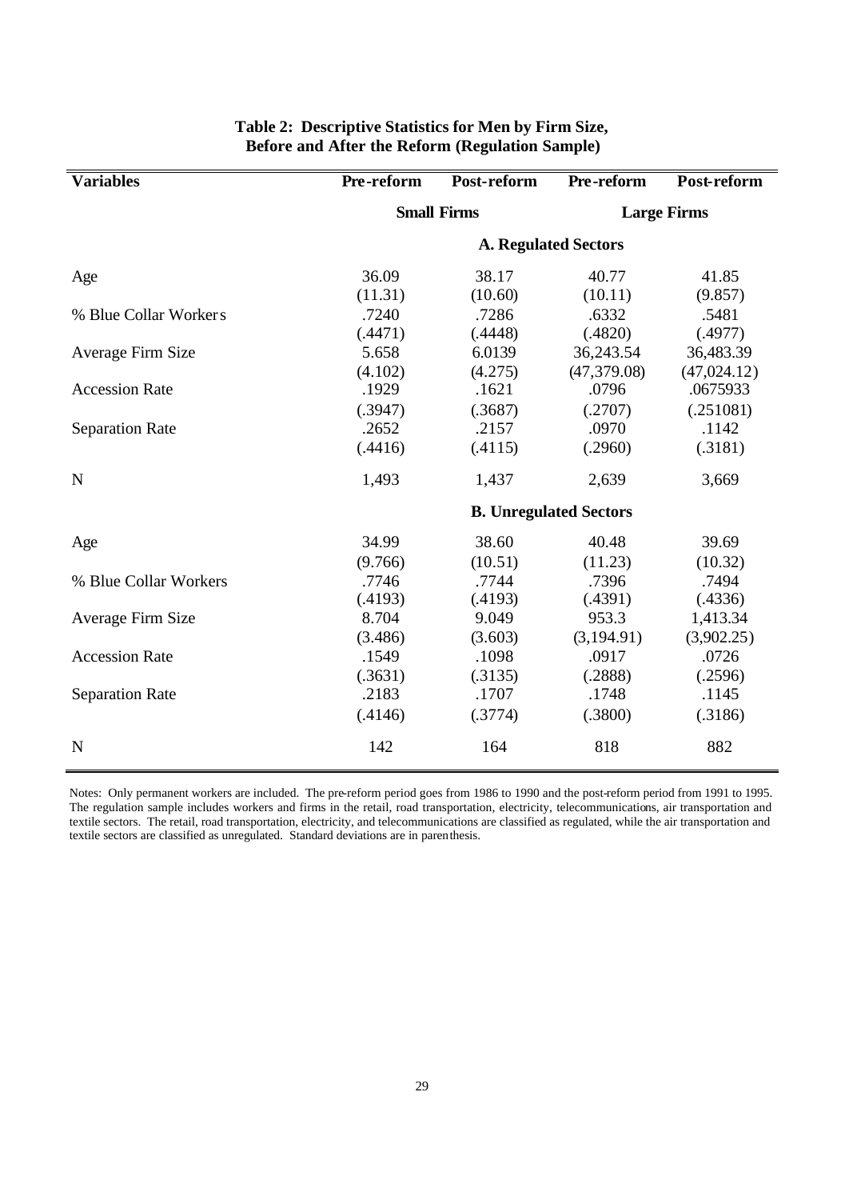**Table 2: Descriptive Statistics for Men by Firm Size, Before and After the Reform (Regulation Sample)**

| Variables | Pre-reform | Post-reform | Pre-reform | Post-reform |
|---|---|---|---|---|
| | Small Firms | | Large Firms | |
| | **A. Regulated Sectors** | | | |
| Age | 36.09 | 38.17 | 40.77 | 41.85 |
| | (11.31) | (10.60) | (10.11) | (9.857) |
| % Blue Collar Workers | .7240 | .7286 | .6332 | .5481 |
| | (.4471) | (.4448) | (.4820) | (.4977) |
| Average Firm Size | 5.658 | 6.0139 | 36,243.54 | 36,483.39 |
| | (4.102) | (4.275) | (47,379.08) | (47,024.12) |
| Accession Rate | .1929 | .1621 | .0796 | .0675933 |
| | (.3947) | (.3687) | (.2707) | (.251081) |
| Separation Rate | .2652 | .2157 | .0970 | .1142 |
| | (.4416) | (.4115) | (.2960) | (.3181) |
| N | 1,493 | 1,437 | 2,639 | 3,669 |
| | **B. Unregulated Sectors** | | | |
| Age | 34.99 | 38.60 | 40.48 | 39.69 |
| | (9.766) | (10.51) | (11.23) | (10.32) |
| % Blue Collar Workers | .7746 | .7744 | .7396 | .7494 |
| | (.4193) | (.4193) | (.4391) | (.4336) |
| Average Firm Size | 8.704 | 9.049 | 953.3 | 1,413.34 |
| | (3.486) | (3.603) | (3,194.91) | (3,902.25) |
| Accession Rate | .1549 | .1098 | .0917 | .0726 |
| | (.3631) | (.3135) | (.2888) | (.2596) |
| Separation Rate | .2183 | .1707 | .1748 | .1145 |
| | (.4146) | (.3774) | (.3800) | (.3186) |
| N | 142 | 164 | 818 | 882 |

Notes: Only permanent workers are included. The pre-reform period goes from 1986 to 1990 and the post-reform period from 1991 to 1995. The regulation sample includes workers and firms in the retail, road transportation, electricity, telecommunications, air transportation and textile sectors. The retail, road transportation, electricity, and telecommunications are classified as regulated, while the air transportation and textile sectors are classified as unregulated. Standard deviations are in parenthesis.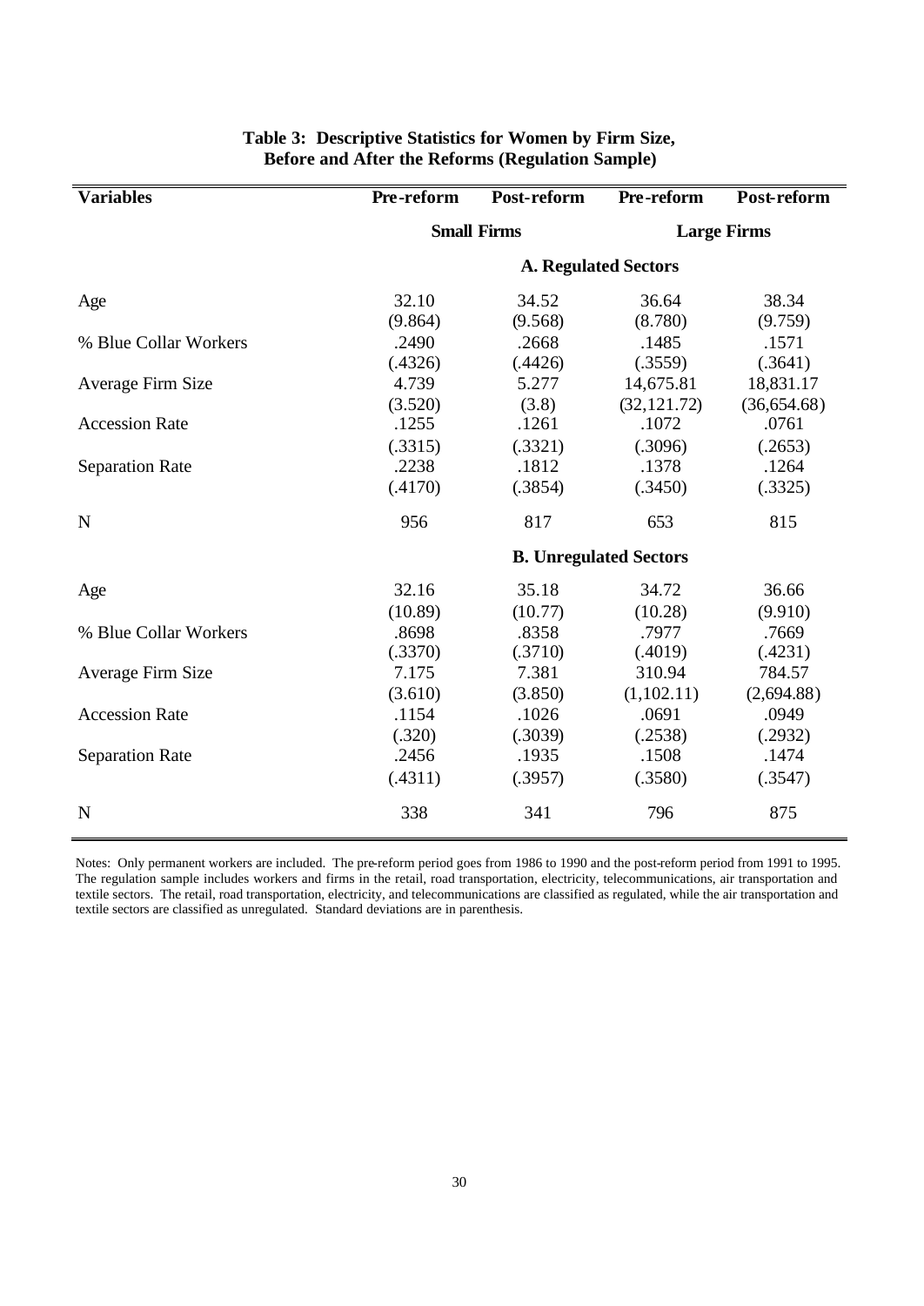**Table 3: Descriptive Statistics for Women by Firm Size, Before and After the Reforms (Regulation Sample)**

| Variables | Pre-reform | Post-reform | Pre-reform | Post-reform |
|---|---|---|---|---|
| | Small Firms | | Large Firms | |
| | **A. Regulated Sectors** | | | |
| Age | 32.10 | 34.52 | 36.64 | 38.34 |
| | (9.864) | (9.568) | (8.780) | (9.759) |
| % Blue Collar Workers | .2490 | .2668 | .1485 | .1571 |
| | (.4326) | (.4426) | (.3559) | (.3641) |
| Average Firm Size | 4.739 | 5.277 | 14,675.81 | 18,831.17 |
| | (3.520) | (3.8) | (32,121.72) | (36,654.68) |
| Accession Rate | .1255 | .1261 | .1072 | .0761 |
| | (.3315) | (.3321) | (.3096) | (.2653) |
| Separation Rate | .2238 | .1812 | .1378 | .1264 |
| | (.4170) | (.3854) | (.3450) | (.3325) |
| N | 956 | 817 | 653 | 815 |
| | **B. Unregulated Sectors** | | | |
| Age | 32.16 | 35.18 | 34.72 | 36.66 |
| | (10.89) | (10.77) | (10.28) | (9.910) |
| % Blue Collar Workers | .8698 | .8358 | .7977 | .7669 |
| | (.3370) | (.3710) | (.4019) | (.4231) |
| Average Firm Size | 7.175 | 7.381 | 310.94 | 784.57 |
| | (3.610) | (3.850) | (1,102.11) | (2,694.88) |
| Accession Rate | .1154 | .1026 | .0691 | .0949 |
| | (.320) | (.3039) | (.2538) | (.2932) |
| Separation Rate | .2456 | .1935 | .1508 | .1474 |
| | (.4311) | (.3957) | (.3580) | (.3547) |
| N | 338 | 341 | 796 | 875 |

Notes: Only permanent workers are included. The pre-reform period goes from 1986 to 1990 and the post-reform period from 1991 to 1995. The regulation sample includes workers and firms in the retail, road transportation, electricity, telecommunications, air transportation and textile sectors. The retail, road transportation, electricity, and telecommunications are classified as regulated, while the air transportation and textile sectors are classified as unregulated. Standard deviations are in parenthesis.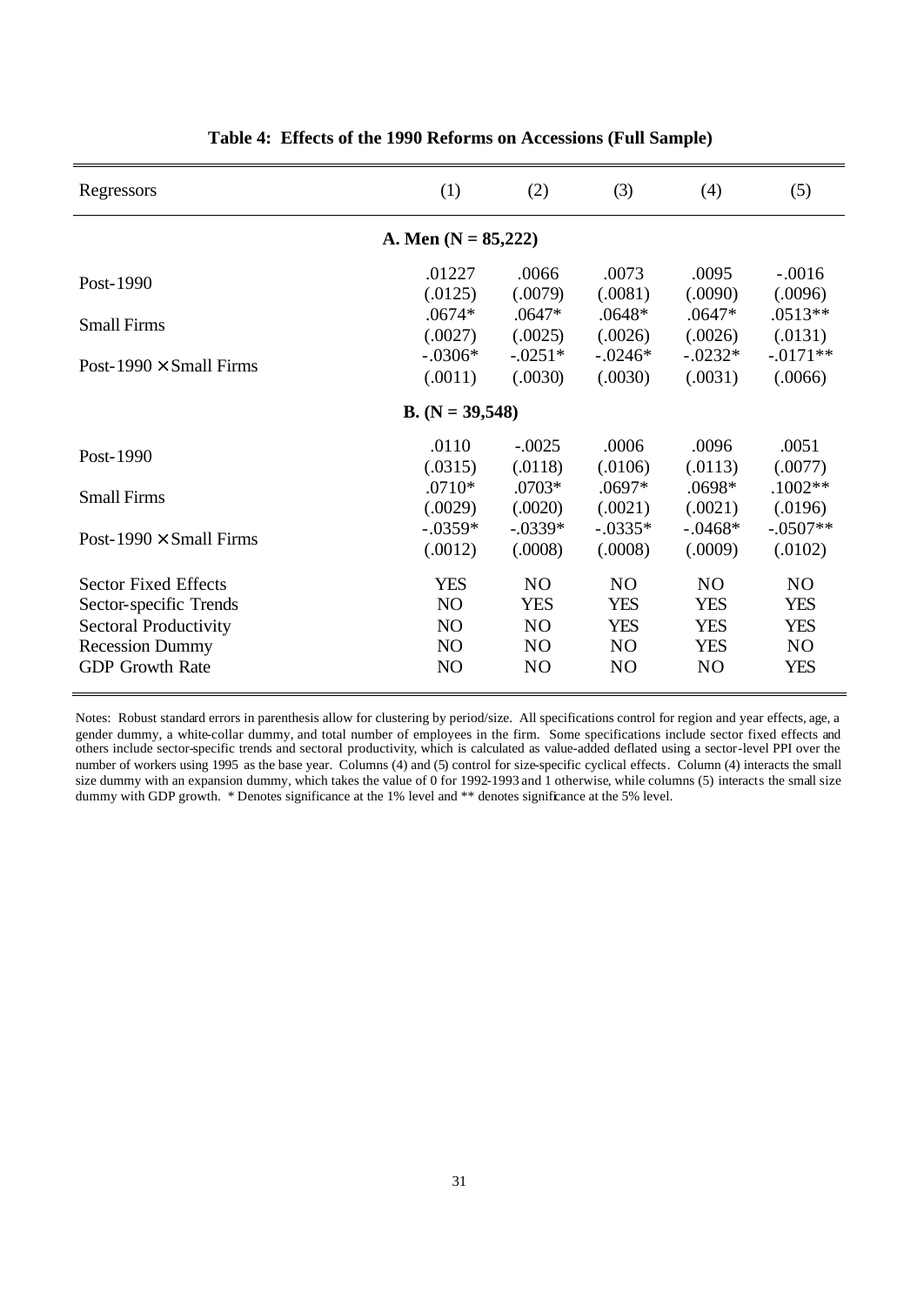**Table 4: Effects of the 1990 Reforms on Accessions (Full Sample)**

| Regressors | (1) | (2) | (3) | (4) | (5) |
|---|---|---|---|---|---|
| **A. Men (N = 85,222)** | | | | | |
| Post-1990 | .01227 | .0066 | .0073 | .0095 | -.0016 |
| | (.0125) | (.0079) | (.0081) | (.0090) | (.0096) |
| Small Firms | .0674* | .0647* | .0648* | .0647* | .0513** |
| | (.0027) | (.0025) | (.0026) | (.0026) | (.0131) |
| Post-1990 × Small Firms | -.0306* | -.0251* | -.0246* | -.0232* | -.0171** |
| | (.0011) | (.0030) | (.0030) | (.0031) | (.0066) |
| **B. (N = 39,548)** | | | | | |
| Post-1990 | .0110 | -.0025 | .0006 | .0096 | .0051 |
| | (.0315) | (.0118) | (.0106) | (.0113) | (.0077) |
| Small Firms | .0710* | .0703* | .0697* | .0698* | .1002** |
| | (.0029) | (.0020) | (.0021) | (.0021) | (.0196) |
| Post-1990 × Small Firms | -.0359* | -.0339* | -.0335* | -.0468* | -.0507** |
| | (.0012) | (.0008) | (.0008) | (.0009) | (.0102) |
| Sector Fixed Effects | YES | NO | NO | NO | NO |
| Sector-specific Trends | NO | YES | YES | YES | YES |
| Sectoral Productivity | NO | NO | YES | YES | YES |
| Recession Dummy | NO | NO | NO | YES | NO |
| GDP Growth Rate | NO | NO | NO | NO | YES |

Notes: Robust standard errors in parenthesis allow for clustering by period/size. All specifications control for region and year effects, age, a gender dummy, a white-collar dummy, and total number of employees in the firm. Some specifications include sector fixed effects and others include sector-specific trends and sectoral productivity, which is calculated as value-added deflated using a sector-level PPI over the number of workers using 1995 as the base year. Columns (4) and (5) control for size-specific cyclical effects. Column (4) interacts the small size dummy with an expansion dummy, which takes the value of 0 for 1992-1993 and 1 otherwise, while columns (5) interacts the small size dummy with GDP growth. * Denotes significance at the 1% level and ** denotes significance at the 5% level.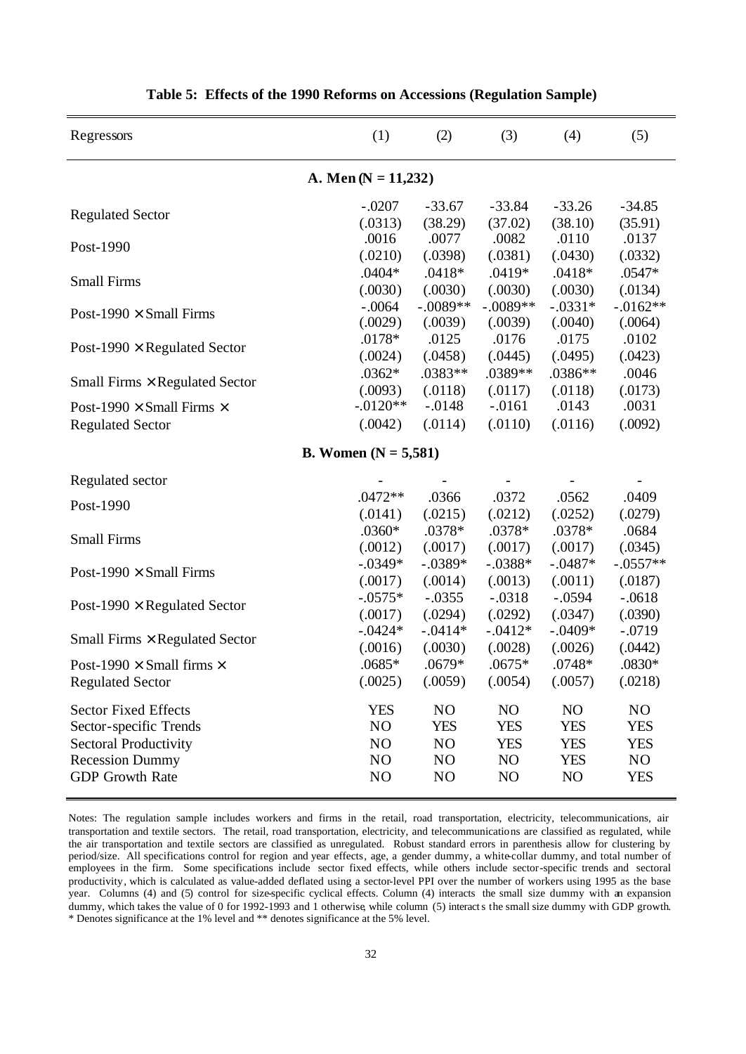**Table 5: Effects of the 1990 Reforms on Accessions (Regulation Sample)**

| Regressors | (1) | (2) | (3) | (4) | (5) |
|---|---|---|---|---|---|
| **A. Men (N = 11,232)** | | | | | |
| Regulated Sector | -.0207 | -33.67 | -33.84 | -33.26 | -34.85 |
| | (.0313) | (38.29) | (37.02) | (38.10) | (35.91) |
| Post-1990 | .0016 | .0077 | .0082 | .0110 | .0137 |
| | (.0210) | (.0398) | (.0381) | (.0430) | (.0332) |
| Small Firms | .0404* | .0418* | .0419* | .0418* | .0547* |
| | (.0030) | (.0030) | (.0030) | (.0030) | (.0134) |
| Post-1990 × Small Firms | -.0064 | -.0089** | -.0089** | -.0331* | -.0162** |
| | (.0029) | (.0039) | (.0039) | (.0040) | (.0064) |
| Post-1990 × Regulated Sector | .0178* | .0125 | .0176 | .0175 | .0102 |
| | (.0024) | (.0458) | (.0445) | (.0495) | (.0423) |
| Small Firms × Regulated Sector | .0362* | .0383** | .0389** | .0386** | .0046 |
| | (.0093) | (.0118) | (.0117) | (.0118) | (.0173) |
| Post-1990 × Small Firms × Regulated Sector | -.0120** | -.0148 | -.0161 | .0143 | .0031 |
| | (.0042) | (.0114) | (.0110) | (.0116) | (.0092) |
| **B. Women (N = 5,581)** | | | | | |
| Regulated sector | - | - | - | - | - |
| Post-1990 | .0472** | .0366 | .0372 | .0562 | .0409 |
| | (.0141) | (.0215) | (.0212) | (.0252) | (.0279) |
| Small Firms | .0360* | .0378* | .0378* | .0378* | .0684 |
| | (.0012) | (.0017) | (.0017) | (.0017) | (.0345) |
| Post-1990 × Small Firms | -.0349* | -.0389* | -.0388* | -.0487* | -.0557** |
| | (.0017) | (.0014) | (.0013) | (.0011) | (.0187) |
| Post-1990 × Regulated Sector | -.0575* | -.0355 | -.0318 | -.0594 | -.0618 |
| | (.0017) | (.0294) | (.0292) | (.0347) | (.0390) |
| Small Firms × Regulated Sector | -.0424* | -.0414* | -.0412* | -.0409* | -.0719 |
| | (.0016) | (.0030) | (.0028) | (.0026) | (.0442) |
| Post-1990 × Small firms × Regulated Sector | .0685* | .0679* | .0675* | .0748* | .0830* |
| | (.0025) | (.0059) | (.0054) | (.0057) | (.0218) |
| Sector Fixed Effects | YES | NO | NO | NO | NO |
| Sector-specific Trends | NO | YES | YES | YES | YES |
| Sectoral Productivity | NO | NO | YES | YES | YES |
| Recession Dummy | NO | NO | NO | YES | NO |
| GDP Growth Rate | NO | NO | NO | NO | YES |

Notes: The regulation sample includes workers and firms in the retail, road transportation, electricity, telecommunications, air transportation and textile sectors. The retail, road transportation, electricity, and telecommunications are classified as regulated, while the air transportation and textile sectors are classified as unregulated. Robust standard errors in parenthesis allow for clustering by period/size. All specifications control for region and year effects, age, a gender dummy, a white-collar dummy, and total number of employees in the firm. Some specifications include sector fixed effects, while others include sector-specific trends and sectoral productivity, which is calculated as value-added deflated using a sector-level PPI over the number of workers using 1995 as the base year. Columns (4) and (5) control for size-specific cyclical effects. Column (4) interacts the small size dummy with an expansion dummy, which takes the value of 0 for 1992-1993 and 1 otherwise, while column (5) interacts the small size dummy with GDP growth. * Denotes significance at the 1% level and ** denotes significance at the 5% level.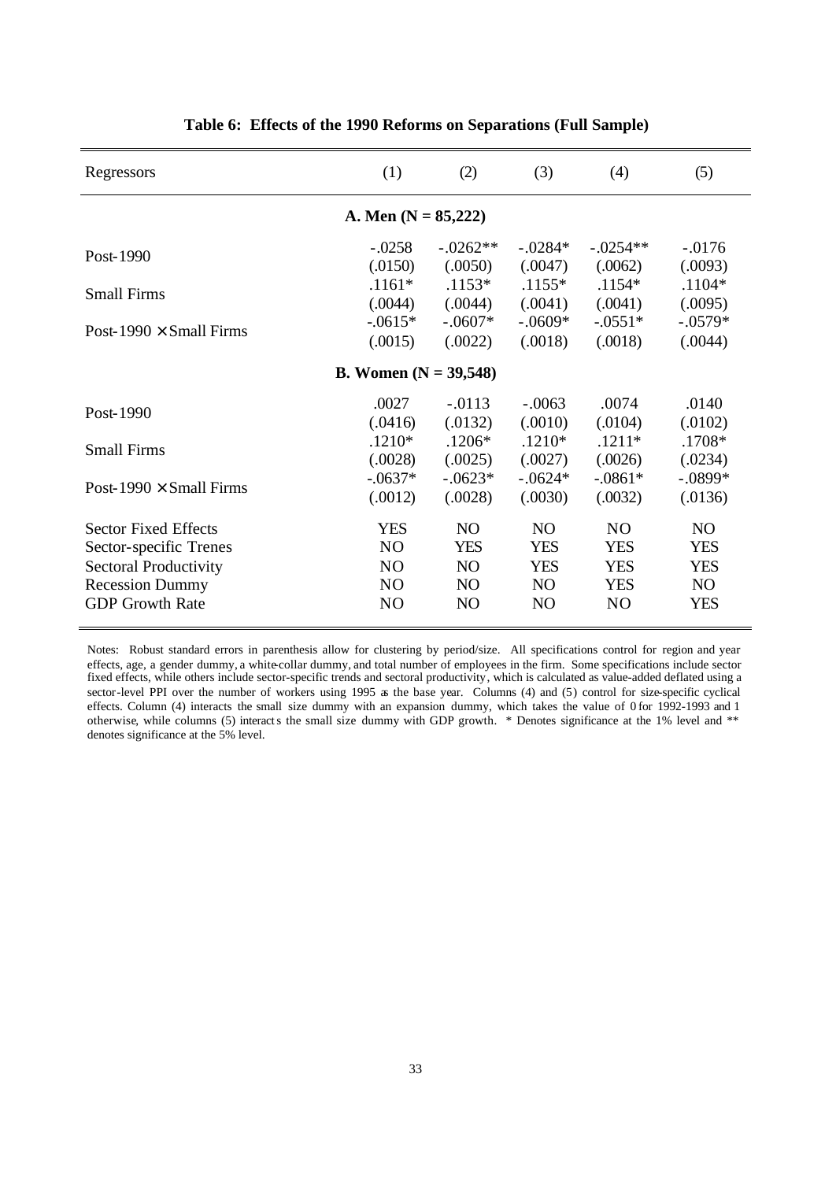**Table 6: Effects of the 1990 Reforms on Separations (Full Sample)**

| Regressors | (1) | (2) | (3) | (4) | (5) |
|---|---|---|---|---|---|
| **A. Men (N = 85,222)** | | | | | |
| Post-1990 | -.0258 | -.0262** | -.0284* | -.0254** | -.0176 |
| | (.0150) | (.0050) | (.0047) | (.0062) | (.0093) |
| Small Firms | .1161* | .1153* | .1155* | .1154* | .1104* |
| | (.0044) | (.0044) | (.0041) | (.0041) | (.0095) |
| Post-1990 × Small Firms | -.0615* | -.0607* | -.0609* | -.0551* | -.0579* |
| | (.0015) | (.0022) | (.0018) | (.0018) | (.0044) |
| **B. Women (N = 39,548)** | | | | | |
| Post-1990 | .0027 | -.0113 | -.0063 | .0074 | .0140 |
| | (.0416) | (.0132) | (.0010) | (.0104) | (.0102) |
| Small Firms | .1210* | .1206* | .1210* | .1211* | .1708* |
| | (.0028) | (.0025) | (.0027) | (.0026) | (.0234) |
| Post-1990 × Small Firms | -.0637* | -.0623* | -.0624* | -.0861* | -.0899* |
| | (.0012) | (.0028) | (.0030) | (.0032) | (.0136) |
| Sector Fixed Effects | YES | NO | NO | NO | NO |
| Sector-specific Trenes | NO | YES | YES | YES | YES |
| Sectoral Productivity | NO | NO | YES | YES | YES |
| Recession Dummy | NO | NO | NO | YES | NO |
| GDP Growth Rate | NO | NO | NO | NO | YES |

Notes: Robust standard errors in parenthesis allow for clustering by period/size. All specifications control for region and year effects, age, a gender dummy, a white-collar dummy, and total number of employees in the firm. Some specifications include sector fixed effects, while others include sector-specific trends and sectoral productivity, which is calculated as value-added deflated using a sector-level PPI over the number of workers using 1995 as the base year. Columns (4) and (5) control for size-specific cyclical effects. Column (4) interacts the small size dummy with an expansion dummy, which takes the value of 0 for 1992-1993 and 1 otherwise, while columns (5) interacts the small size dummy with GDP growth. * Denotes significance at the 1% level and ** denotes significance at the 5% level.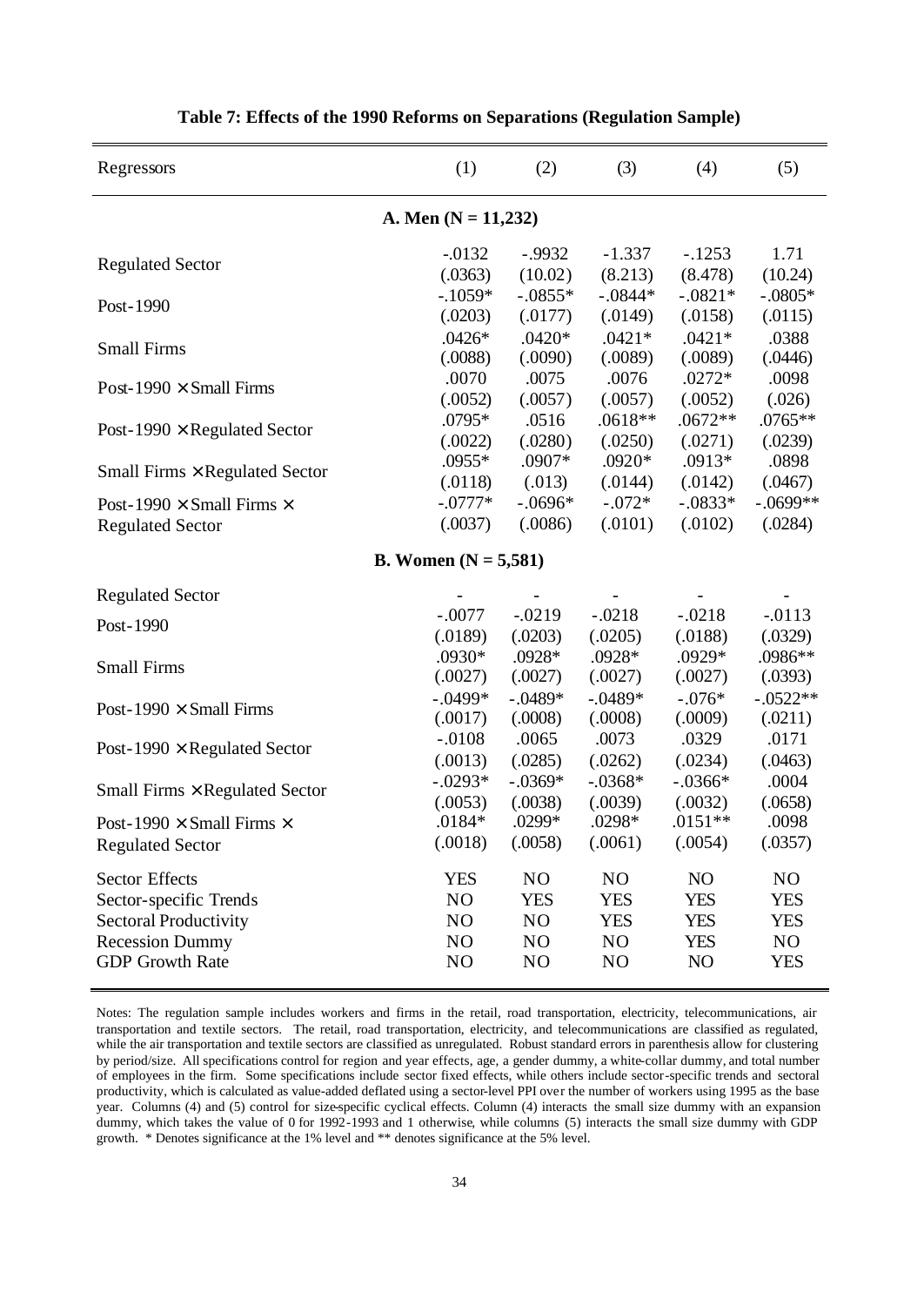**Table 7: Effects of the 1990 Reforms on Separations (Regulation Sample)**

| Regressors | (1) | (2) | (3) | (4) | (5) |
|---|---|---|---|---|---|
| **A. Men (N = 11,232)** | | | | | |
| Regulated Sector | -.0132 | -.9932 | -1.337 | -.1253 | 1.71 |
| | (.0363) | (10.02) | (8.213) | (8.478) | (10.24) |
| Post-1990 | -.1059* | -.0855* | -.0844* | -.0821* | -.0805* |
| | (.0203) | (.0177) | (.0149) | (.0158) | (.0115) |
| Small Firms | .0426* | .0420* | .0421* | .0421* | .0388 |
| | (.0088) | (.0090) | (.0089) | (.0089) | (.0446) |
| Post-1990 × Small Firms | .0070 | .0075 | .0076 | .0272* | .0098 |
| | (.0052) | (.0057) | (.0057) | (.0052) | (.026) |
| Post-1990 × Regulated Sector | .0795* | .0516 | .0618** | .0672** | .0765** |
| | (.0022) | (.0280) | (.0250) | (.0271) | (.0239) |
| Small Firms × Regulated Sector | .0955* | .0907* | .0920* | .0913* | .0898 |
| | (.0118) | (.013) | (.0144) | (.0142) | (.0467) |
| Post-1990 × Small Firms × Regulated Sector | -.0777* | -.0696* | -.072* | -.0833* | -.0699** |
| | (.0037) | (.0086) | (.0101) | (.0102) | (.0284) |
| **B. Women (N = 5,581)** | | | | | |
| Regulated Sector | - | - | - | - | - |
| Post-1990 | -.0077 | -.0219 | -.0218 | -.0218 | -.0113 |
| | (.0189) | (.0203) | (.0205) | (.0188) | (.0329) |
| Small Firms | .0930* | .0928* | .0928* | .0929* | .0986** |
| | (.0027) | (.0027) | (.0027) | (.0027) | (.0393) |
| Post-1990 × Small Firms | -.0499* | -.0489* | -.0489* | -.076* | -.0522** |
| | (.0017) | (.0008) | (.0008) | (.0009) | (.0211) |
| Post-1990 × Regulated Sector | -.0108 | .0065 | .0073 | .0329 | .0171 |
| | (.0013) | (.0285) | (.0262) | (.0234) | (.0463) |
| Small Firms × Regulated Sector | -.0293* | -.0369* | -.0368* | -.0366* | .0004 |
| | (.0053) | (.0038) | (.0039) | (.0032) | (.0658) |
| Post-1990 × Small Firms × Regulated Sector | .0184* | .0299* | .0298* | .0151** | .0098 |
| | (.0018) | (.0058) | (.0061) | (.0054) | (.0357) |
| Sector Effects | YES | NO | NO | NO | NO |
| Sector-specific Trends | NO | YES | YES | YES | YES |
| Sectoral Productivity | NO | NO | YES | YES | YES |
| Recession Dummy | NO | NO | NO | YES | NO |
| GDP Growth Rate | NO | NO | NO | NO | YES |

Notes: The regulation sample includes workers and firms in the retail, road transportation, electricity, telecommunications, air transportation and textile sectors. The retail, road transportation, electricity, and telecommunications are classified as regulated, while the air transportation and textile sectors are classified as unregulated. Robust standard errors in parenthesis allow for clustering by period/size. All specifications control for region and year effects, age, a gender dummy, a white-collar dummy, and total number of employees in the firm. Some specifications include sector fixed effects, while others include sector-specific trends and sectoral productivity, which is calculated as value-added deflated using a sector-level PPI over the number of workers using 1995 as the base year. Columns (4) and (5) control for size-specific cyclical effects. Column (4) interacts the small size dummy with an expansion dummy, which takes the value of 0 for 1992-1993 and 1 otherwise, while columns (5) interacts the small size dummy with GDP growth. * Denotes significance at the 1% level and ** denotes significance at the 5% level.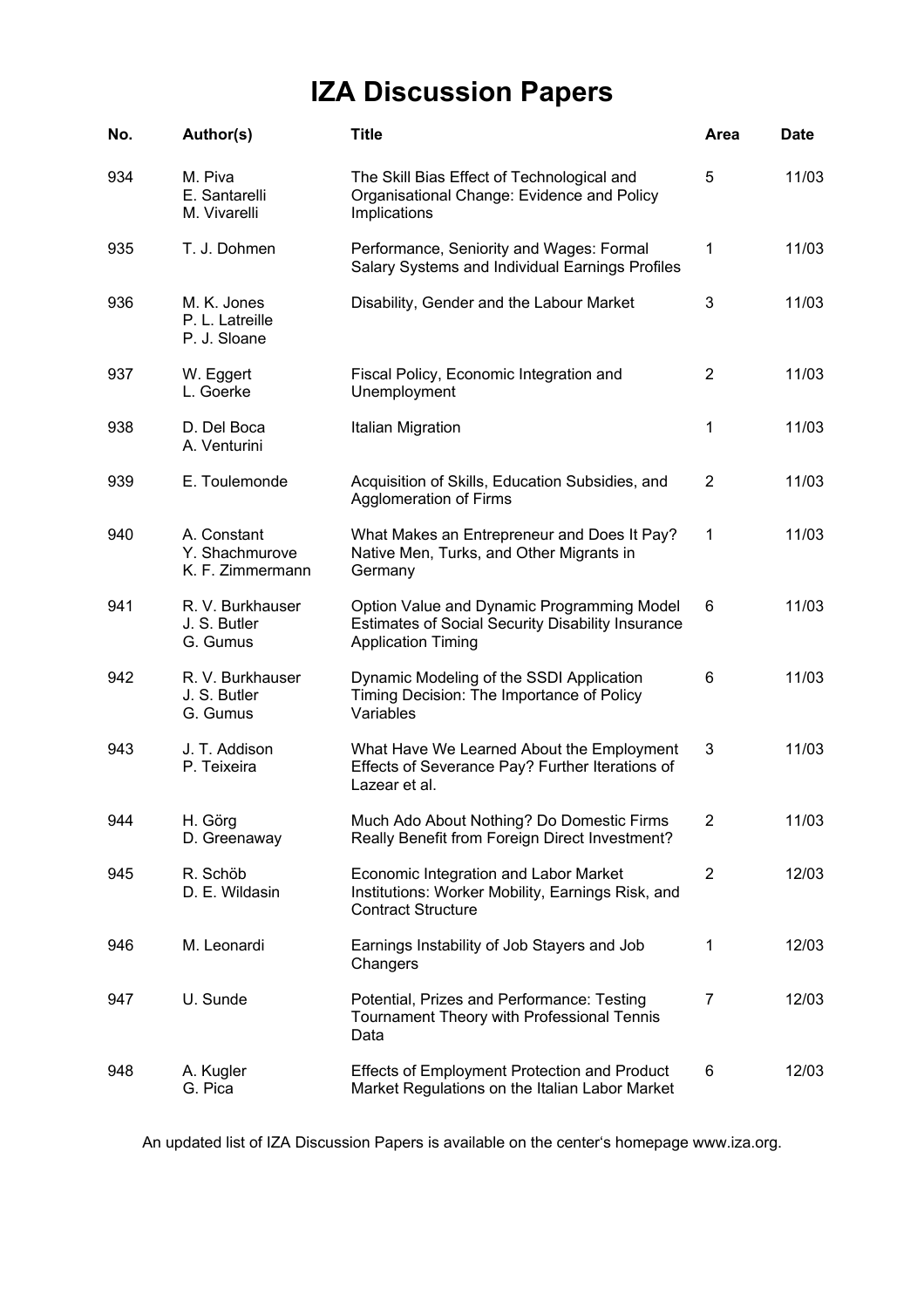# IZA Discussion Papers

| No. | Author(s) | Title | Area | Date |
|---|---|---|---|---|
| 934 | M. Piva<br>E. Santarelli<br>M. Vivarelli | The Skill Bias Effect of Technological and Organisational Change: Evidence and Policy Implications | 5 | 11/03 |
| 935 | T. J. Dohmen | Performance, Seniority and Wages: Formal Salary Systems and Individual Earnings Profiles | 1 | 11/03 |
| 936 | M. K. Jones<br>P. L. Latreille<br>P. J. Sloane | Disability, Gender and the Labour Market | 3 | 11/03 |
| 937 | W. Eggert<br>L. Goerke | Fiscal Policy, Economic Integration and Unemployment | 2 | 11/03 |
| 938 | D. Del Boca<br>A. Venturini | Italian Migration | 1 | 11/03 |
| 939 | E. Toulemonde | Acquisition of Skills, Education Subsidies, and Agglomeration of Firms | 2 | 11/03 |
| 940 | A. Constant<br>Y. Shachmurove<br>K. F. Zimmermann | What Makes an Entrepreneur and Does It Pay? Native Men, Turks, and Other Migrants in Germany | 1 | 11/03 |
| 941 | R. V. Burkhauser<br>J. S. Butler<br>G. Gumus | Option Value and Dynamic Programming Model Estimates of Social Security Disability Insurance Application Timing | 6 | 11/03 |
| 942 | R. V. Burkhauser<br>J. S. Butler<br>G. Gumus | Dynamic Modeling of the SSDI Application Timing Decision: The Importance of Policy Variables | 6 | 11/03 |
| 943 | J. T. Addison<br>P. Teixeira | What Have We Learned About the Employment Effects of Severance Pay? Further Iterations of Lazear et al. | 3 | 11/03 |
| 944 | H. Görg<br>D. Greenaway | Much Ado About Nothing? Do Domestic Firms Really Benefit from Foreign Direct Investment? | 2 | 11/03 |
| 945 | R. Schöb<br>D. E. Wildasin | Economic Integration and Labor Market Institutions: Worker Mobility, Earnings Risk, and Contract Structure | 2 | 12/03 |
| 946 | M. Leonardi | Earnings Instability of Job Stayers and Job Changers | 1 | 12/03 |
| 947 | U. Sunde | Potential, Prizes and Performance: Testing Tournament Theory with Professional Tennis Data | 7 | 12/03 |
| 948 | A. Kugler<br>G. Pica | Effects of Employment Protection and Product Market Regulations on the Italian Labor Market | 6 | 12/03 |

An updated list of IZA Discussion Papers is available on the center's homepage www.iza.org.